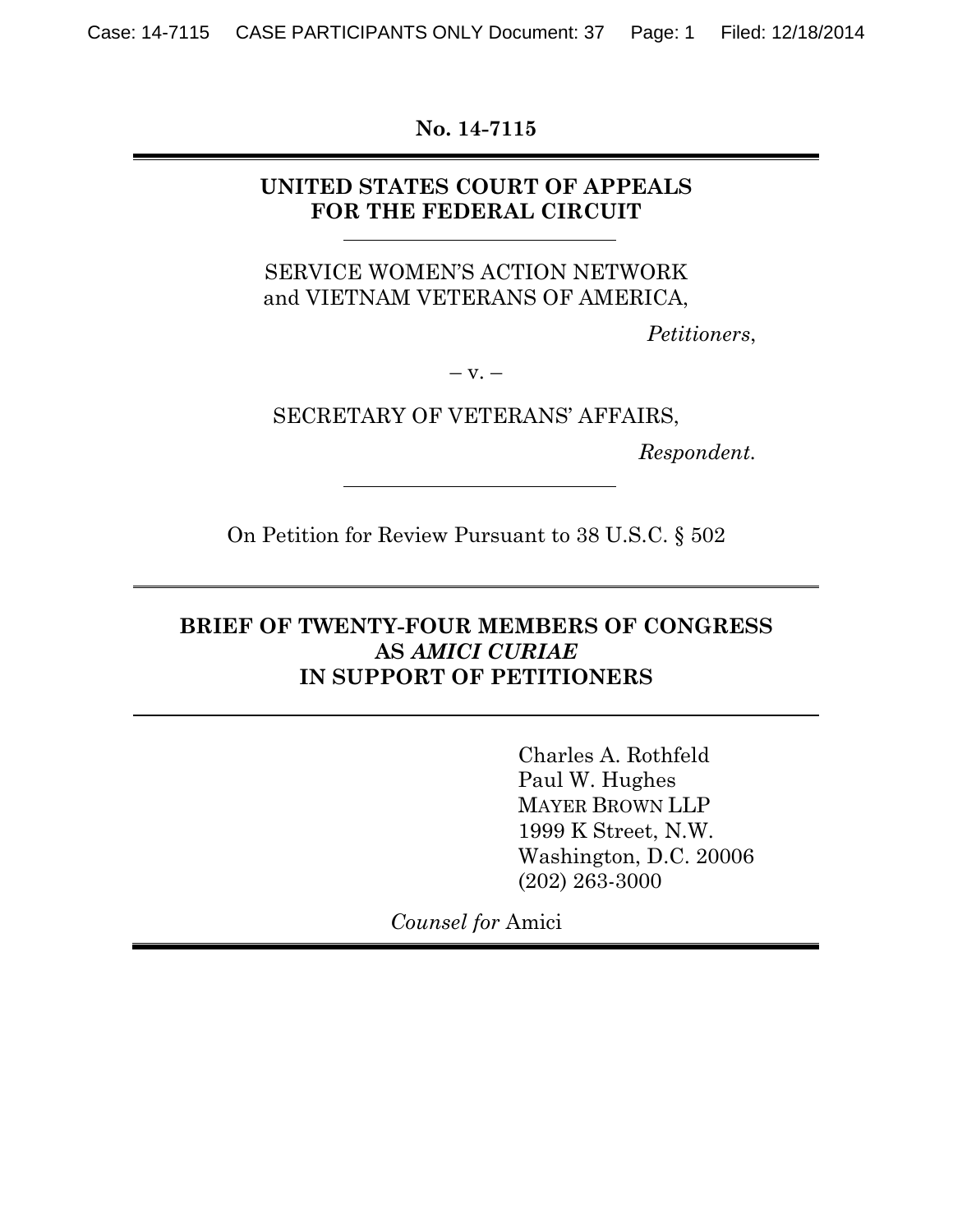**No. 14-7115**

---

**UNITED STATES COURT OF APPEALS FOR THE FEDERAL CIRCUIT**

---

SERVICE WOMEN'S ACTION NETWORK and VIETNAM VETERANS OF AMERICA,

*Petitioners*,

– v. –

SECRETARY OF VETERANS' AFFAIRS,

*Respondent.*

---

On Petition for Review Pursuant to 38 U.S.C. § 502

---

**BRIEF OF TWENTY-FOUR MEMBERS OF CONGRESS AS *AMICI CURIAE* IN SUPPORT OF PETITIONERS**

---

Charles A. Rothfeld
Paul W. Hughes
MAYER BROWN LLP
1999 K Street, N.W.
Washington, D.C. 20006
(202) 263-3000

*Counsel for* Amici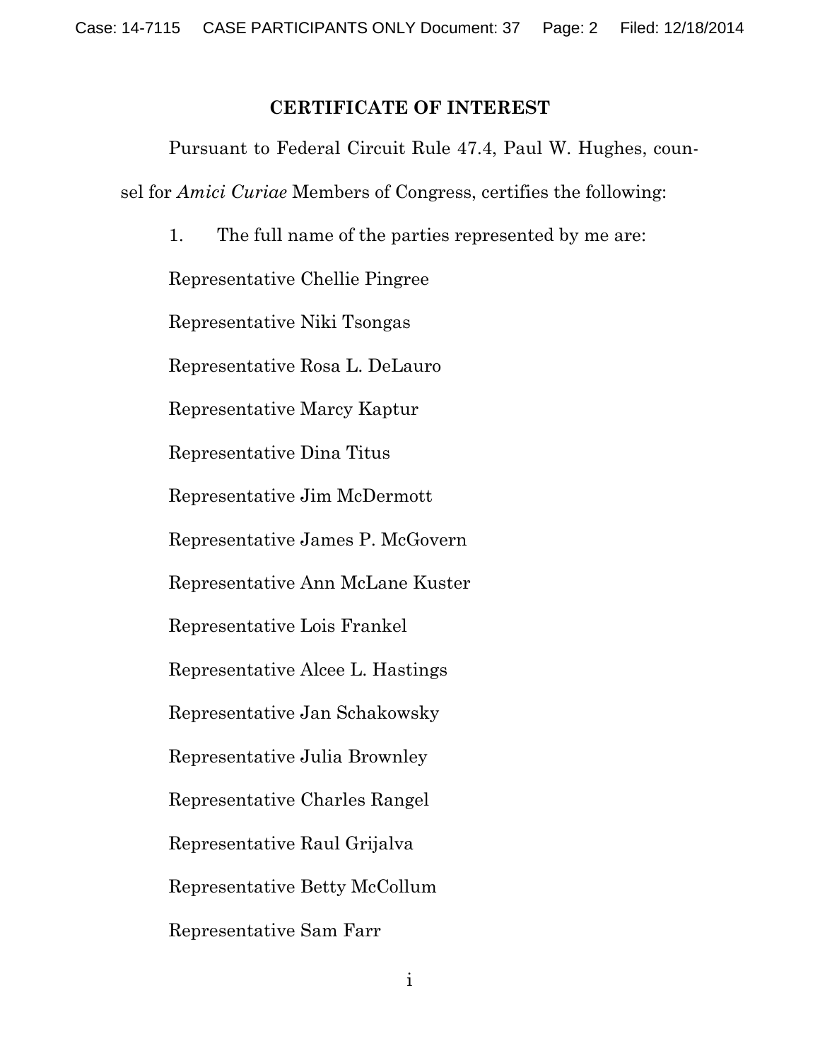## CERTIFICATE OF INTEREST

Pursuant to Federal Circuit Rule 47.4, Paul W. Hughes, counsel for *Amici Curiae* Members of Congress, certifies the following:

1. The full name of the parties represented by me are:

Representative Chellie Pingree

Representative Niki Tsongas

Representative Rosa L. DeLauro

Representative Marcy Kaptur

Representative Dina Titus

Representative Jim McDermott

Representative James P. McGovern

Representative Ann McLane Kuster

Representative Lois Frankel

Representative Alcee L. Hastings

Representative Jan Schakowsky

Representative Julia Brownley

Representative Charles Rangel

Representative Raul Grijalva

Representative Betty McCollum

Representative Sam Farr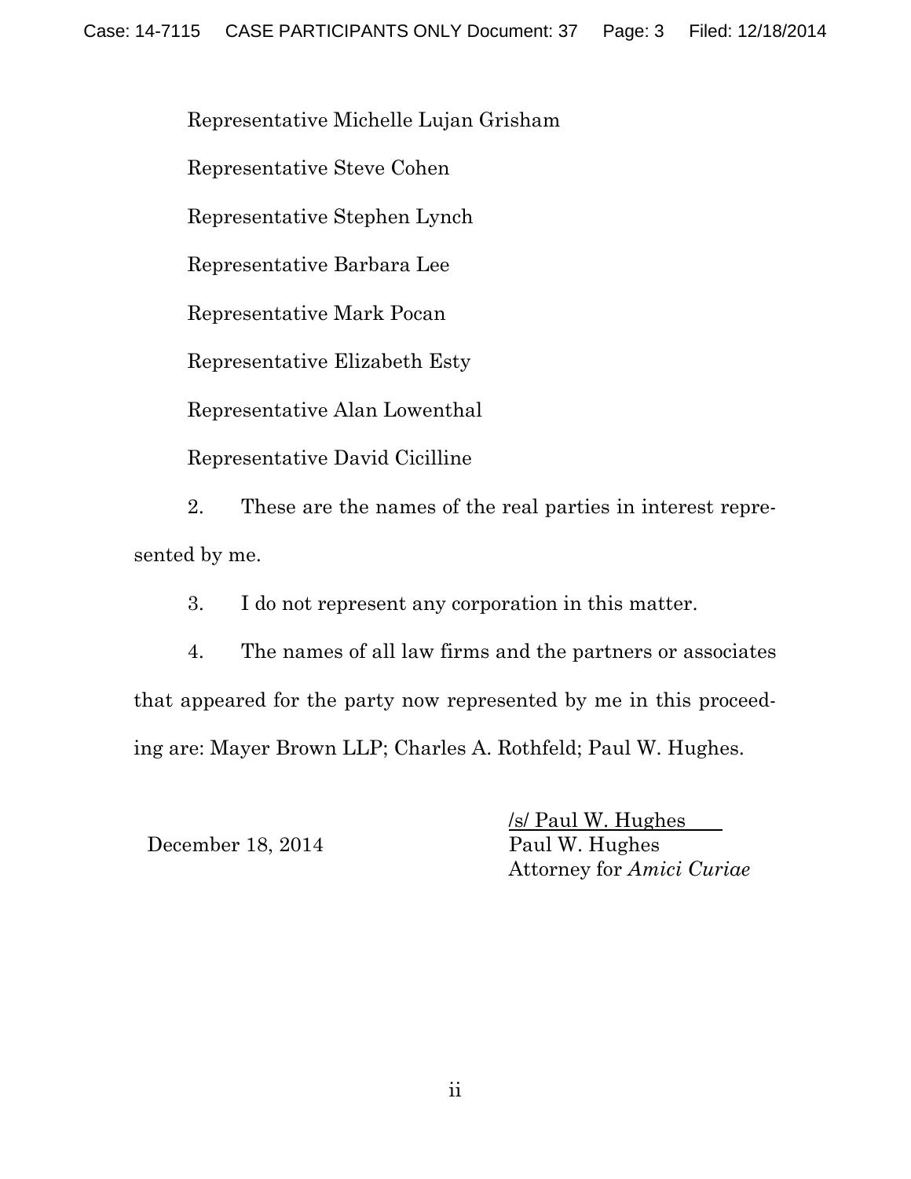Representative Michelle Lujan Grisham

Representative Steve Cohen

Representative Stephen Lynch

Representative Barbara Lee

Representative Mark Pocan

Representative Elizabeth Esty

Representative Alan Lowenthal

Representative David Cicilline

2. These are the names of the real parties in interest represented by me.

3. I do not represent any corporation in this matter.

4. The names of all law firms and the partners or associates that appeared for the party now represented by me in this proceeding are: Mayer Brown LLP; Charles A. Rothfeld; Paul W. Hughes.

December 18, 2014

/s/ Paul W. Hughes
Paul W. Hughes
Attorney for *Amici Curiae*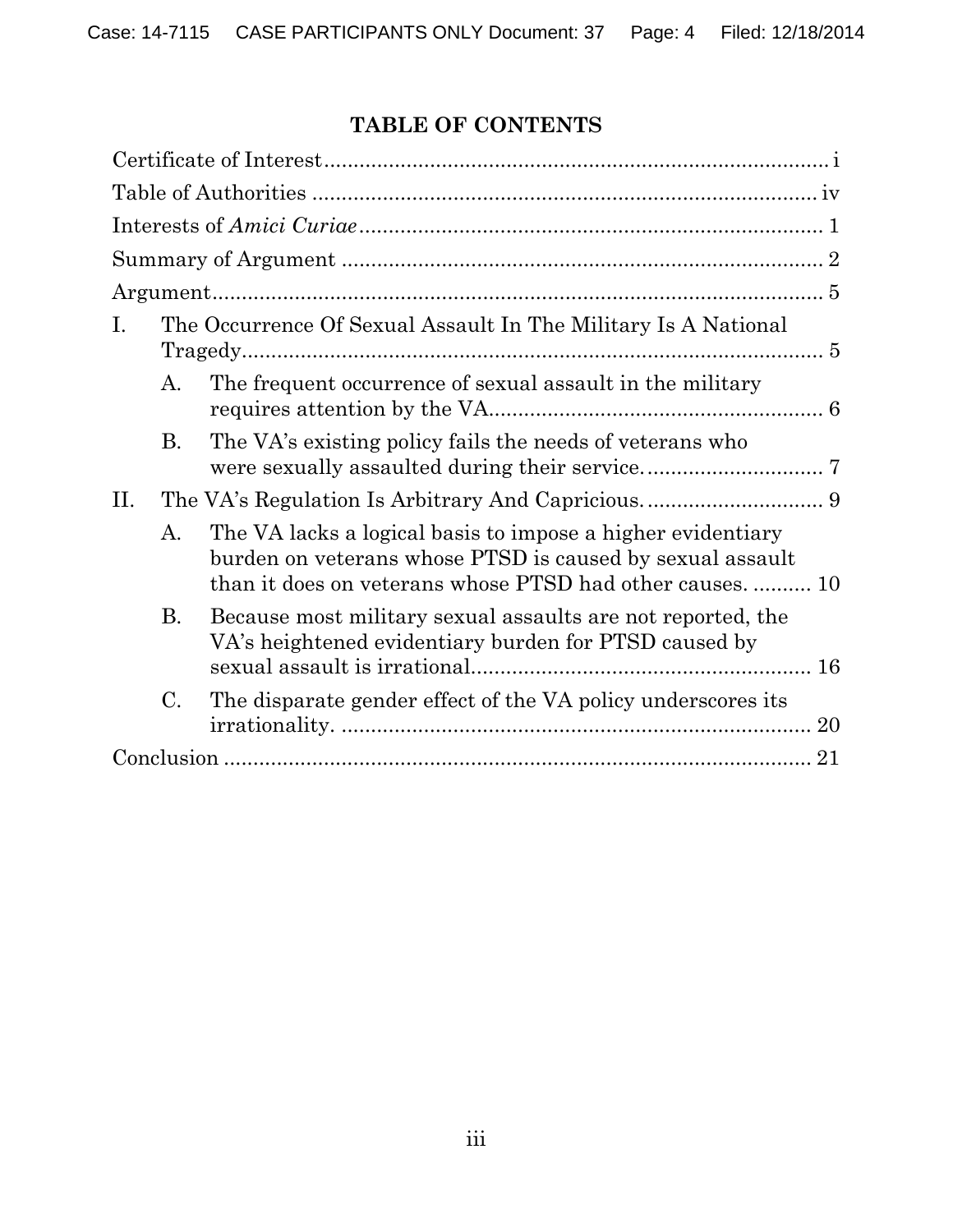# TABLE OF CONTENTS

Certificate of Interest ........................................................................................ i

Table of Authorities ........................................................................................ iv

Interests of *Amici Curiae* ................................................................................ 1

Summary of Argument ..................................................................................... 2

Argument ......................................................................................................... 5

I. The Occurrence Of Sexual Assault In The Military Is A National Tragedy ......................................................................................................... 5

   A. The frequent occurrence of sexual assault in the military requires attention by the VA ......................................................................... 6

   B. The VA's existing policy fails the needs of veterans who were sexually assaulted during their service ............................................... 7

II. The VA's Regulation Is Arbitrary And Capricious ......................................... 9

   A. The VA lacks a logical basis to impose a higher evidentiary burden on veterans whose PTSD is caused by sexual assault than it does on veterans whose PTSD had other causes ............... 10

   B. Because most military sexual assaults are not reported, the VA's heightened evidentiary burden for PTSD caused by sexual assault is irrational ....................................................................... 16

   C. The disparate gender effect of the VA policy underscores its irrationality ........................................................................................ 20

Conclusion ..................................................................................................... 21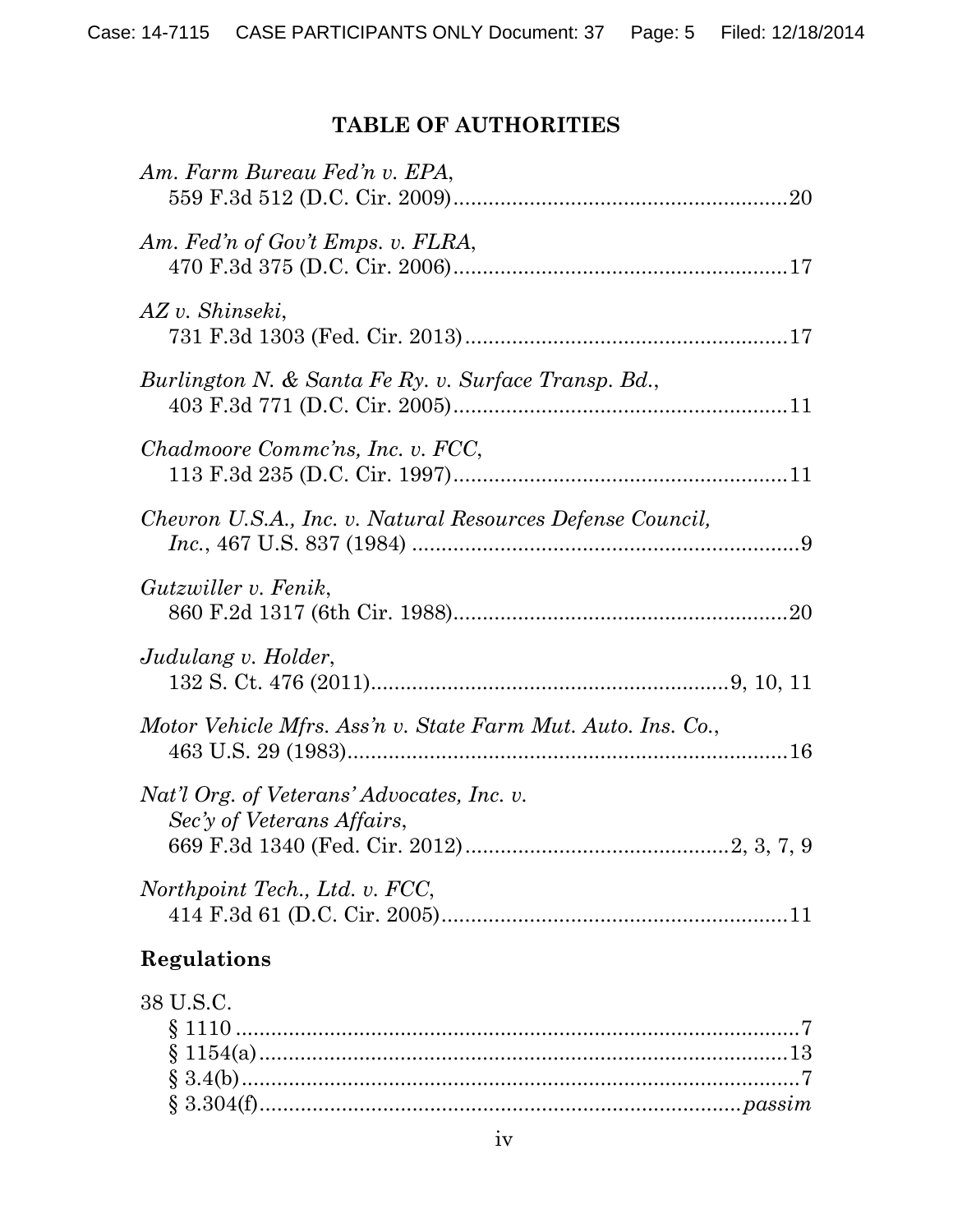## TABLE OF AUTHORITIES

*Am. Farm Bureau Fed'n v. EPA*,
559 F.3d 512 (D.C. Cir. 2009)........................................................20

*Am. Fed'n of Gov't Emps. v. FLRA*,
470 F.3d 375 (D.C. Cir. 2006)........................................................17

*AZ v. Shinseki*,
731 F.3d 1303 (Fed. Cir. 2013)......................................................17

*Burlington N. & Santa Fe Ry. v. Surface Transp. Bd.*,
403 F.3d 771 (D.C. Cir. 2005)........................................................11

*Chadmoore Commc'ns, Inc. v. FCC*,
113 F.3d 235 (D.C. Cir. 1997)........................................................11

*Chevron U.S.A., Inc. v. Natural Resources Defense Council, Inc.*, 467 U.S. 837 (1984) ..................................................................9

*Gutzwiller v. Fenik*,
860 F.2d 1317 (6th Cir. 1988)........................................................20

*Judulang v. Holder*,
132 S. Ct. 476 (2011)............................................................9, 10, 11

*Motor Vehicle Mfrs. Ass'n v. State Farm Mut. Auto. Ins. Co.*,
463 U.S. 29 (1983)..........................................................................16

*Nat'l Org. of Veterans' Advocates, Inc. v. Sec'y of Veterans Affairs*,
669 F.3d 1340 (Fed. Cir. 2012)............................................2, 3, 7, 9

*Northpoint Tech., Ltd. v. FCC*,
414 F.3d 61 (D.C. Cir. 2005)..........................................................11

### Regulations

38 U.S.C.
§ 1110 .................................................................................................7
§ 1154(a)...........................................................................................13
§ 3.4(b)................................................................................................7
§ 3.304(f)........................................................................................*passim*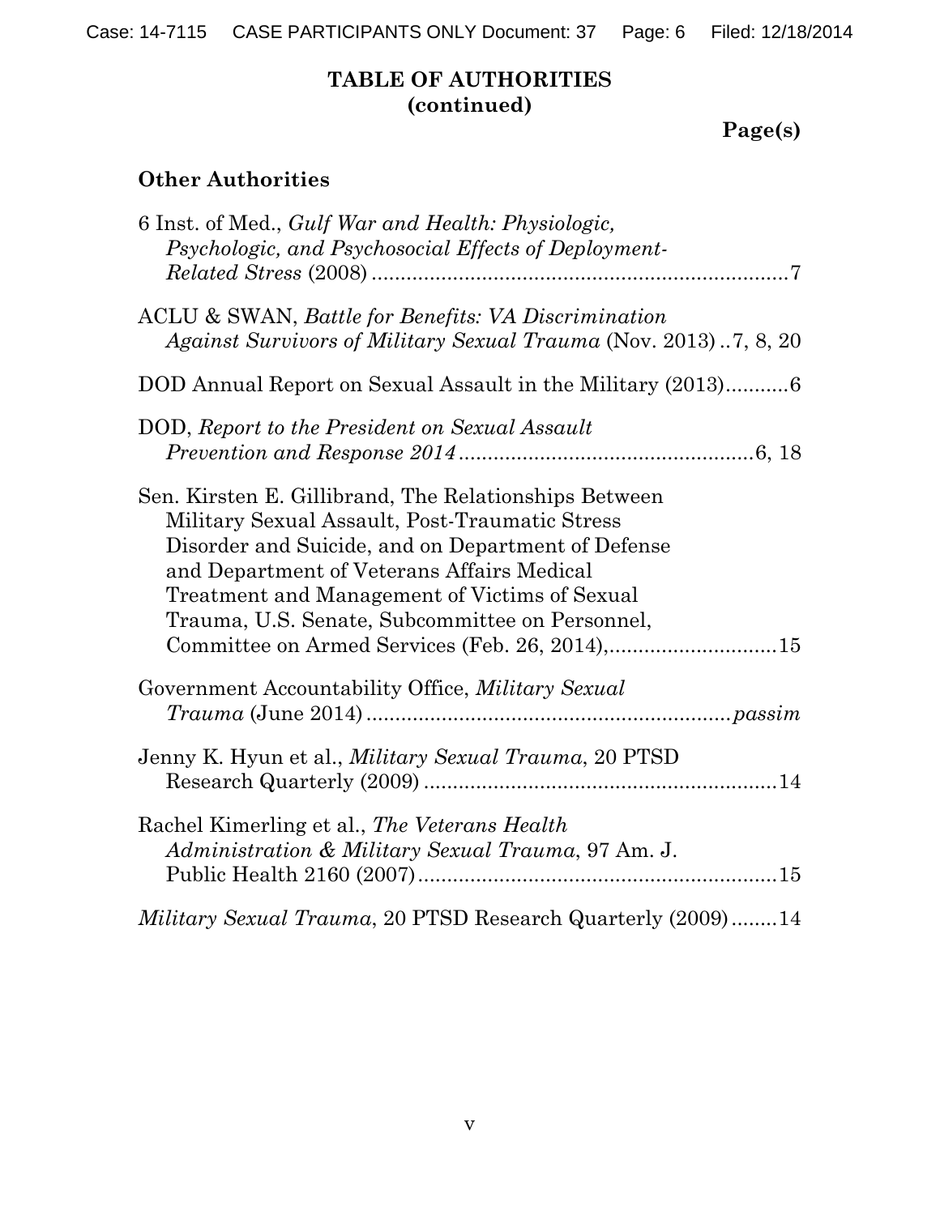**TABLE OF AUTHORITIES**
**(continued)**

**Page(s)**

**Other Authorities**

6 Inst. of Med., *Gulf War and Health: Physiologic, Psychologic, and Psychosocial Effects of Deployment-Related Stress* (2008) ........................................................................7

ACLU & SWAN, *Battle for Benefits: VA Discrimination Against Survivors of Military Sexual Trauma* (Nov. 2013) ..7, 8, 20

DOD Annual Report on Sexual Assault in the Military (2013)...........6

DOD, *Report to the President on Sexual Assault Prevention and Response 2014* ..................................................6, 18

Sen. Kirsten E. Gillibrand, The Relationships Between Military Sexual Assault, Post-Traumatic Stress Disorder and Suicide, and on Department of Defense and Department of Veterans Affairs Medical Treatment and Management of Victims of Sexual Trauma, U.S. Senate, Subcommittee on Personnel, Committee on Armed Services (Feb. 26, 2014),.............................15

Government Accountability Office, *Military Sexual Trauma* (June 2014) ..............................................................*passim*

Jenny K. Hyun et al., *Military Sexual Trauma*, 20 PTSD Research Quarterly (2009) ............................................................14

Rachel Kimerling et al., *The Veterans Health Administration & Military Sexual Trauma*, 97 Am. J. Public Health 2160 (2007)..............................................................15

*Military Sexual Trauma*, 20 PTSD Research Quarterly (2009)........14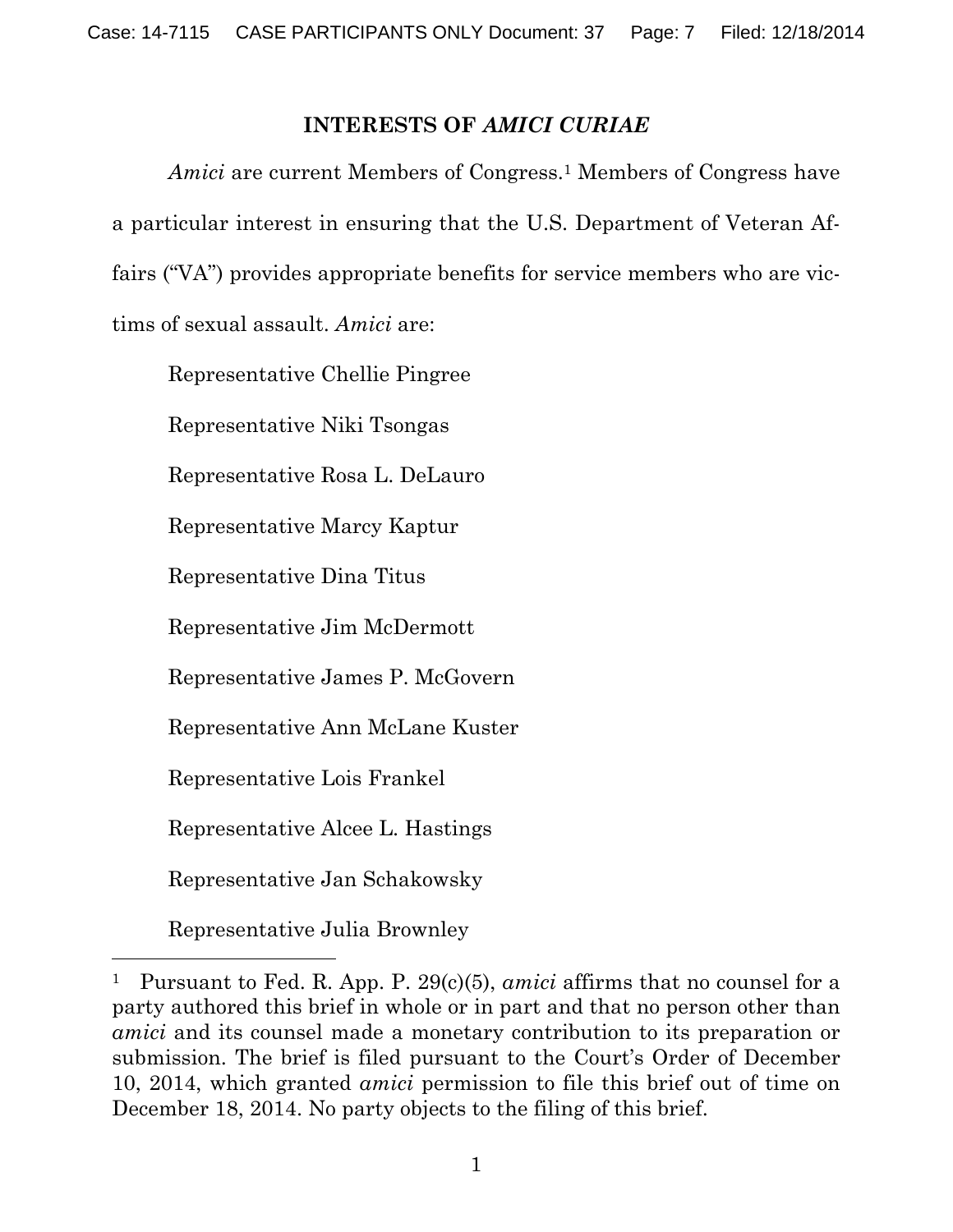## INTERESTS OF *AMICI CURIAE*

*Amici* are current Members of Congress.[1] Members of Congress have a particular interest in ensuring that the U.S. Department of Veteran Affairs ("VA") provides appropriate benefits for service members who are victims of sexual assault. *Amici* are:

Representative Chellie Pingree

Representative Niki Tsongas

Representative Rosa L. DeLauro

Representative Marcy Kaptur

Representative Dina Titus

Representative Jim McDermott

Representative James P. McGovern

Representative Ann McLane Kuster

Representative Lois Frankel

Representative Alcee L. Hastings

Representative Jan Schakowsky

Representative Julia Brownley

---

[1] Pursuant to Fed. R. App. P. 29(c)(5), *amici* affirms that no counsel for a party authored this brief in whole or in part and that no person other than *amici* and its counsel made a monetary contribution to its preparation or submission. The brief is filed pursuant to the Court's Order of December 10, 2014, which granted *amici* permission to file this brief out of time on December 18, 2014. No party objects to the filing of this brief.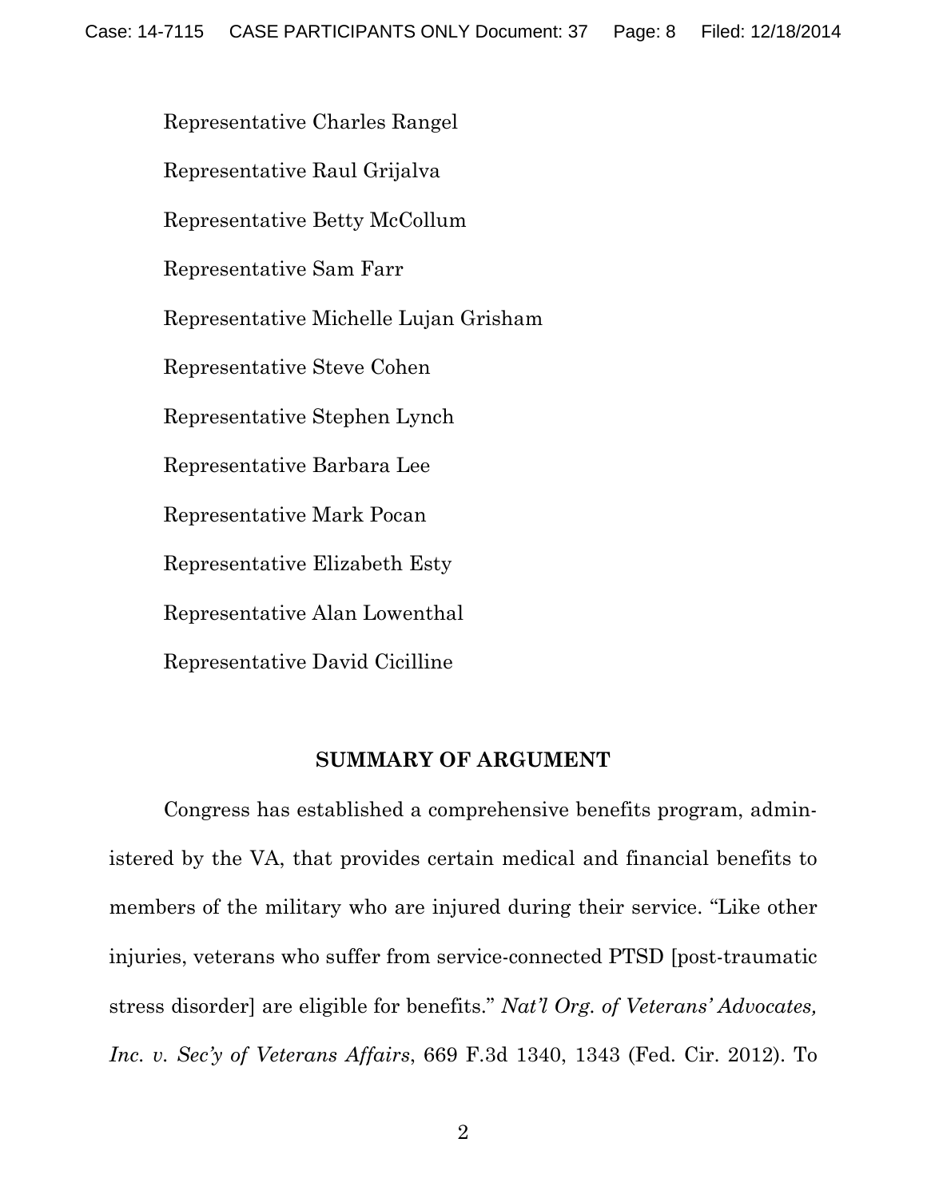Representative Charles Rangel

Representative Raul Grijalva

Representative Betty McCollum

Representative Sam Farr

Representative Michelle Lujan Grisham

Representative Steve Cohen

Representative Stephen Lynch

Representative Barbara Lee

Representative Mark Pocan

Representative Elizabeth Esty

Representative Alan Lowenthal

Representative David Cicilline

## SUMMARY OF ARGUMENT

Congress has established a comprehensive benefits program, administered by the VA, that provides certain medical and financial benefits to members of the military who are injured during their service. "Like other injuries, veterans who suffer from service-connected PTSD [post-traumatic stress disorder] are eligible for benefits." *Nat'l Org. of Veterans' Advocates, Inc. v. Sec'y of Veterans Affairs*, 669 F.3d 1340, 1343 (Fed. Cir. 2012). To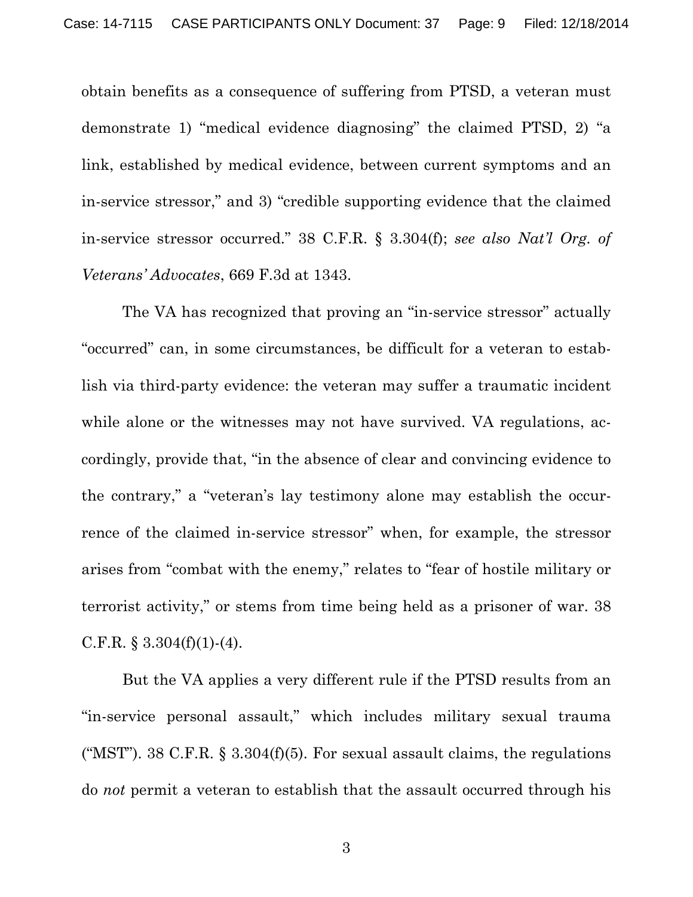obtain benefits as a consequence of suffering from PTSD, a veteran must demonstrate 1) "medical evidence diagnosing" the claimed PTSD, 2) "a link, established by medical evidence, between current symptoms and an in-service stressor," and 3) "credible supporting evidence that the claimed in-service stressor occurred." 38 C.F.R. § 3.304(f); *see also Nat'l Org. of Veterans' Advocates*, 669 F.3d at 1343.

The VA has recognized that proving an "in-service stressor" actually "occurred" can, in some circumstances, be difficult for a veteran to establish via third-party evidence: the veteran may suffer a traumatic incident while alone or the witnesses may not have survived. VA regulations, accordingly, provide that, "in the absence of clear and convincing evidence to the contrary," a "veteran's lay testimony alone may establish the occurrence of the claimed in-service stressor" when, for example, the stressor arises from "combat with the enemy," relates to "fear of hostile military or terrorist activity," or stems from time being held as a prisoner of war. 38 C.F.R. § 3.304(f)(1)-(4).

But the VA applies a very different rule if the PTSD results from an "in-service personal assault," which includes military sexual trauma ("MST"). 38 C.F.R. § 3.304(f)(5). For sexual assault claims, the regulations do *not* permit a veteran to establish that the assault occurred through his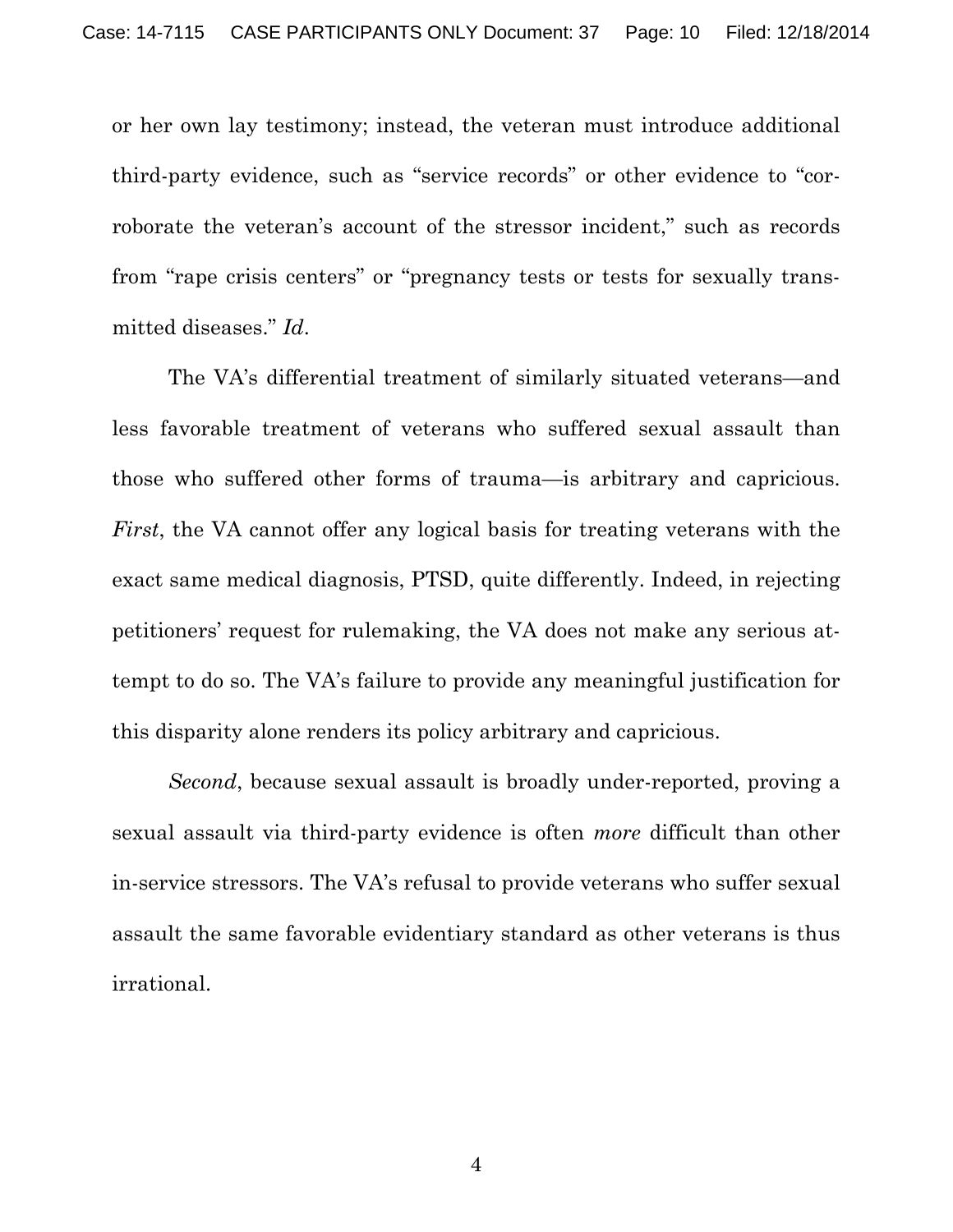or her own lay testimony; instead, the veteran must introduce additional third-party evidence, such as "service records" or other evidence to "corroborate the veteran's account of the stressor incident," such as records from "rape crisis centers" or "pregnancy tests or tests for sexually transmitted diseases." *Id*.

The VA's differential treatment of similarly situated veterans—and less favorable treatment of veterans who suffered sexual assault than those who suffered other forms of trauma—is arbitrary and capricious. *First*, the VA cannot offer any logical basis for treating veterans with the exact same medical diagnosis, PTSD, quite differently. Indeed, in rejecting petitioners' request for rulemaking, the VA does not make any serious attempt to do so. The VA's failure to provide any meaningful justification for this disparity alone renders its policy arbitrary and capricious.

*Second*, because sexual assault is broadly under-reported, proving a sexual assault via third-party evidence is often *more* difficult than other in-service stressors. The VA's refusal to provide veterans who suffer sexual assault the same favorable evidentiary standard as other veterans is thus irrational.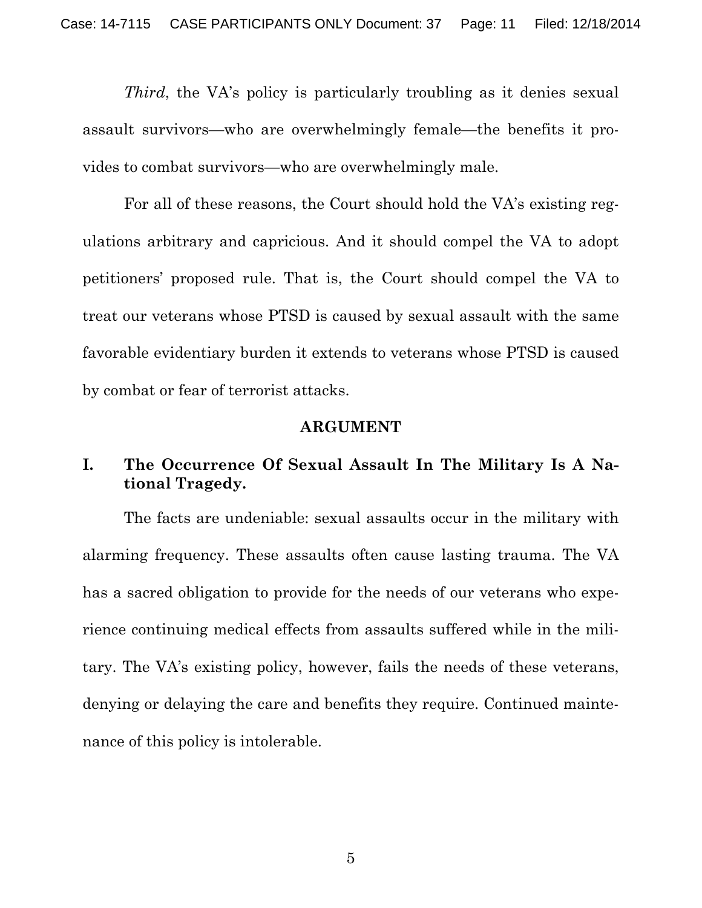*Third*, the VA's policy is particularly troubling as it denies sexual assault survivors—who are overwhelmingly female—the benefits it provides to combat survivors—who are overwhelmingly male.

For all of these reasons, the Court should hold the VA's existing regulations arbitrary and capricious. And it should compel the VA to adopt petitioners' proposed rule. That is, the Court should compel the VA to treat our veterans whose PTSD is caused by sexual assault with the same favorable evidentiary burden it extends to veterans whose PTSD is caused by combat or fear of terrorist attacks.

## ARGUMENT

### I. The Occurrence Of Sexual Assault In The Military Is A National Tragedy.

The facts are undeniable: sexual assaults occur in the military with alarming frequency. These assaults often cause lasting trauma. The VA has a sacred obligation to provide for the needs of our veterans who experience continuing medical effects from assaults suffered while in the military. The VA's existing policy, however, fails the needs of these veterans, denying or delaying the care and benefits they require. Continued maintenance of this policy is intolerable.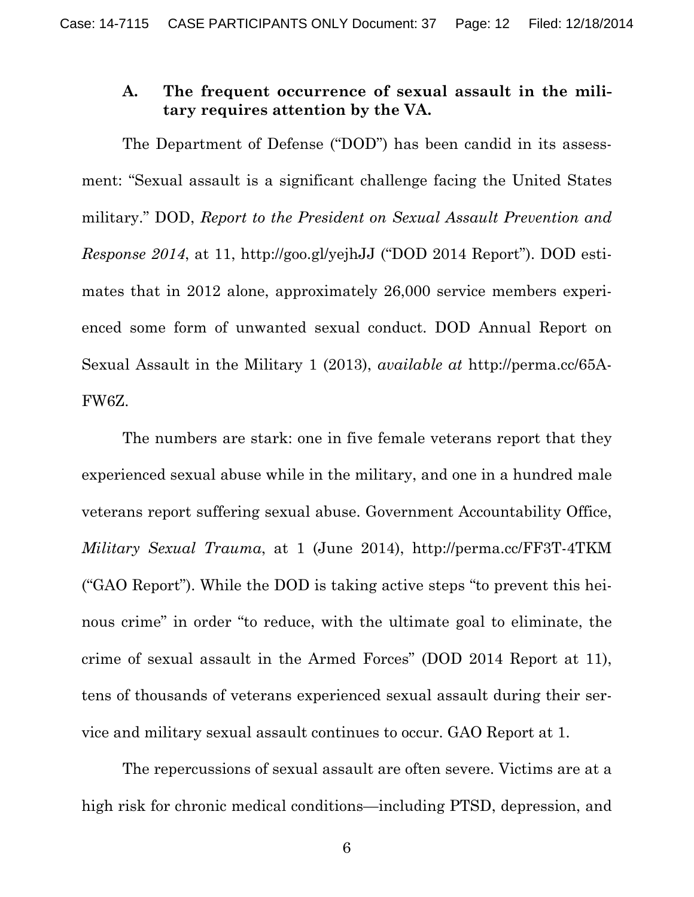### A. The frequent occurrence of sexual assault in the military requires attention by the VA.

The Department of Defense ("DOD") has been candid in its assessment: "Sexual assault is a significant challenge facing the United States military." DOD, *Report to the President on Sexual Assault Prevention and Response 2014*, at 11, http://goo.gl/yejhJJ ("DOD 2014 Report"). DOD estimates that in 2012 alone, approximately 26,000 service members experienced some form of unwanted sexual conduct. DOD Annual Report on Sexual Assault in the Military 1 (2013), *available at* http://perma.cc/65A-FW6Z.

The numbers are stark: one in five female veterans report that they experienced sexual abuse while in the military, and one in a hundred male veterans report suffering sexual abuse. Government Accountability Office, *Military Sexual Trauma*, at 1 (June 2014), http://perma.cc/FF3T-4TKM ("GAO Report"). While the DOD is taking active steps "to prevent this heinous crime" in order "to reduce, with the ultimate goal to eliminate, the crime of sexual assault in the Armed Forces" (DOD 2014 Report at 11), tens of thousands of veterans experienced sexual assault during their service and military sexual assault continues to occur. GAO Report at 1.

The repercussions of sexual assault are often severe. Victims are at a high risk for chronic medical conditions—including PTSD, depression, and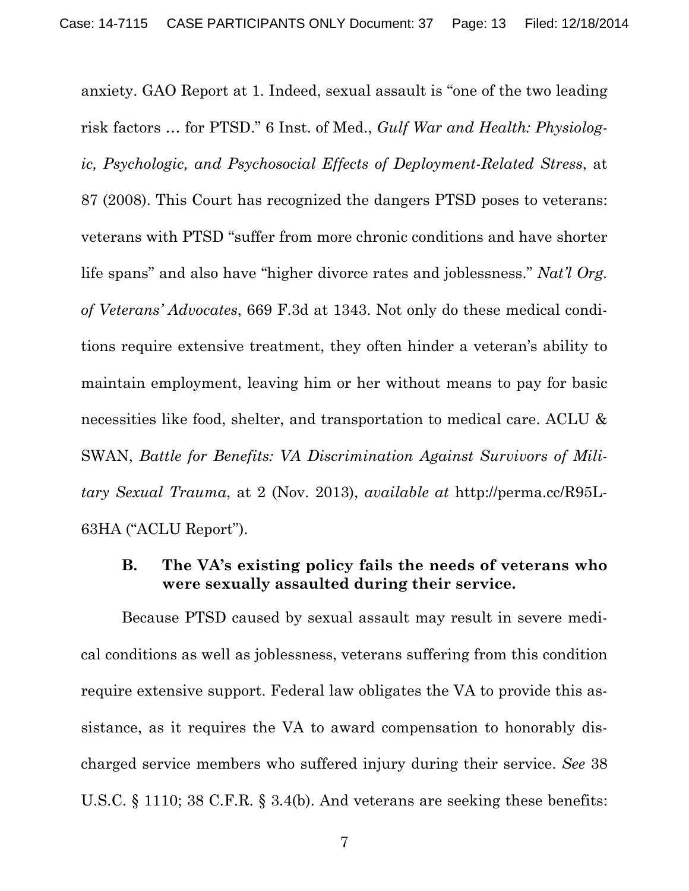anxiety. GAO Report at 1. Indeed, sexual assault is "one of the two leading risk factors … for PTSD." 6 Inst. of Med., *Gulf War and Health: Physiologic, Psychologic, and Psychosocial Effects of Deployment-Related Stress*, at 87 (2008). This Court has recognized the dangers PTSD poses to veterans: veterans with PTSD "suffer from more chronic conditions and have shorter life spans" and also have "higher divorce rates and joblessness." *Nat'l Org. of Veterans' Advocates*, 669 F.3d at 1343. Not only do these medical conditions require extensive treatment, they often hinder a veteran's ability to maintain employment, leaving him or her without means to pay for basic necessities like food, shelter, and transportation to medical care. ACLU & SWAN, *Battle for Benefits: VA Discrimination Against Survivors of Military Sexual Trauma*, at 2 (Nov. 2013), *available at* http://perma.cc/R95L-63HA ("ACLU Report").

### B. The VA's existing policy fails the needs of veterans who were sexually assaulted during their service.

Because PTSD caused by sexual assault may result in severe medical conditions as well as joblessness, veterans suffering from this condition require extensive support. Federal law obligates the VA to provide this assistance, as it requires the VA to award compensation to honorably discharged service members who suffered injury during their service. *See* 38 U.S.C. § 1110; 38 C.F.R. § 3.4(b). And veterans are seeking these benefits: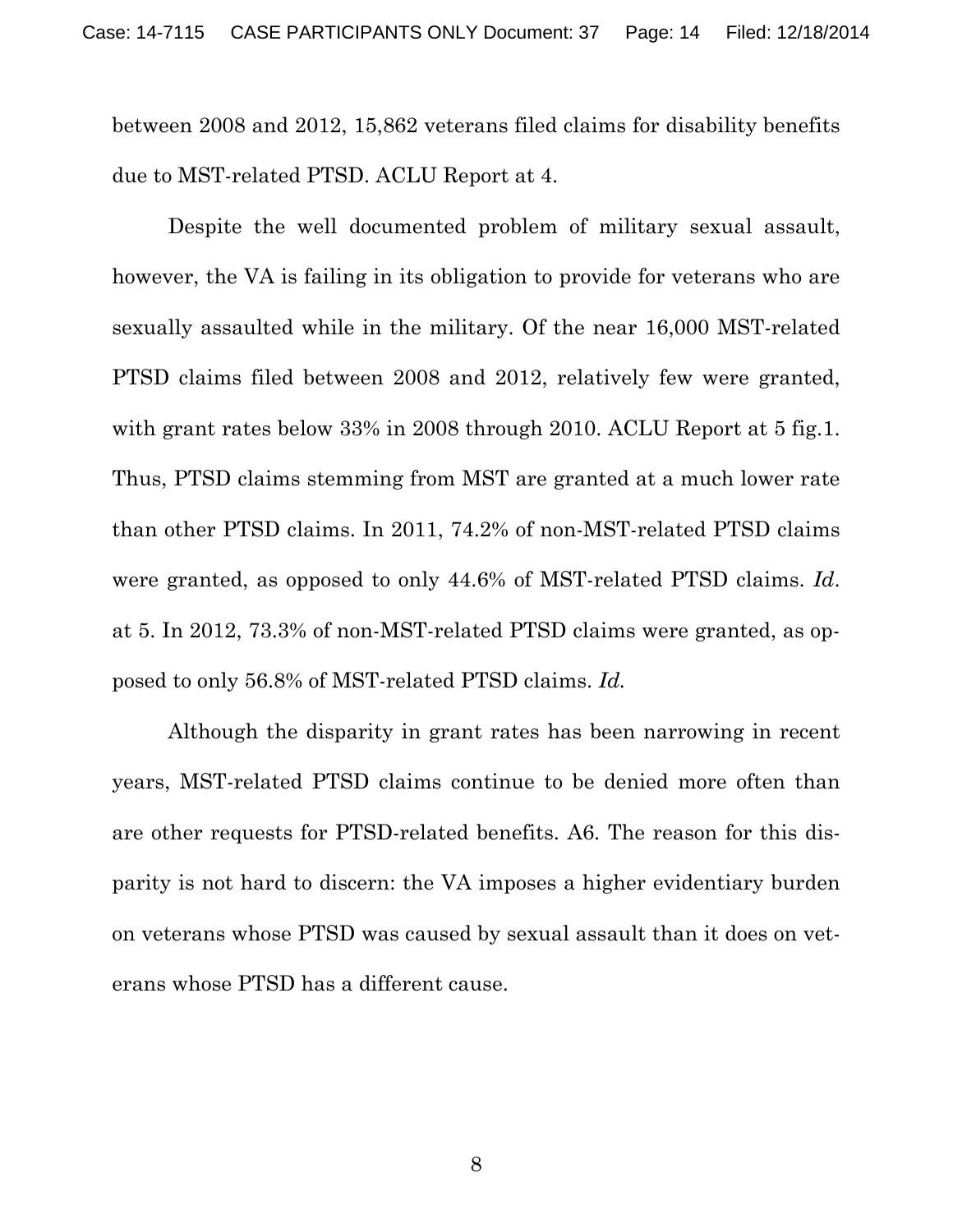between 2008 and 2012, 15,862 veterans filed claims for disability benefits due to MST-related PTSD. ACLU Report at 4.

Despite the well documented problem of military sexual assault, however, the VA is failing in its obligation to provide for veterans who are sexually assaulted while in the military. Of the near 16,000 MST-related PTSD claims filed between 2008 and 2012, relatively few were granted, with grant rates below 33% in 2008 through 2010. ACLU Report at 5 fig.1. Thus, PTSD claims stemming from MST are granted at a much lower rate than other PTSD claims. In 2011, 74.2% of non-MST-related PTSD claims were granted, as opposed to only 44.6% of MST-related PTSD claims. *Id*. at 5. In 2012, 73.3% of non-MST-related PTSD claims were granted, as opposed to only 56.8% of MST-related PTSD claims. *Id.*

Although the disparity in grant rates has been narrowing in recent years, MST-related PTSD claims continue to be denied more often than are other requests for PTSD-related benefits. A6. The reason for this disparity is not hard to discern: the VA imposes a higher evidentiary burden on veterans whose PTSD was caused by sexual assault than it does on veterans whose PTSD has a different cause.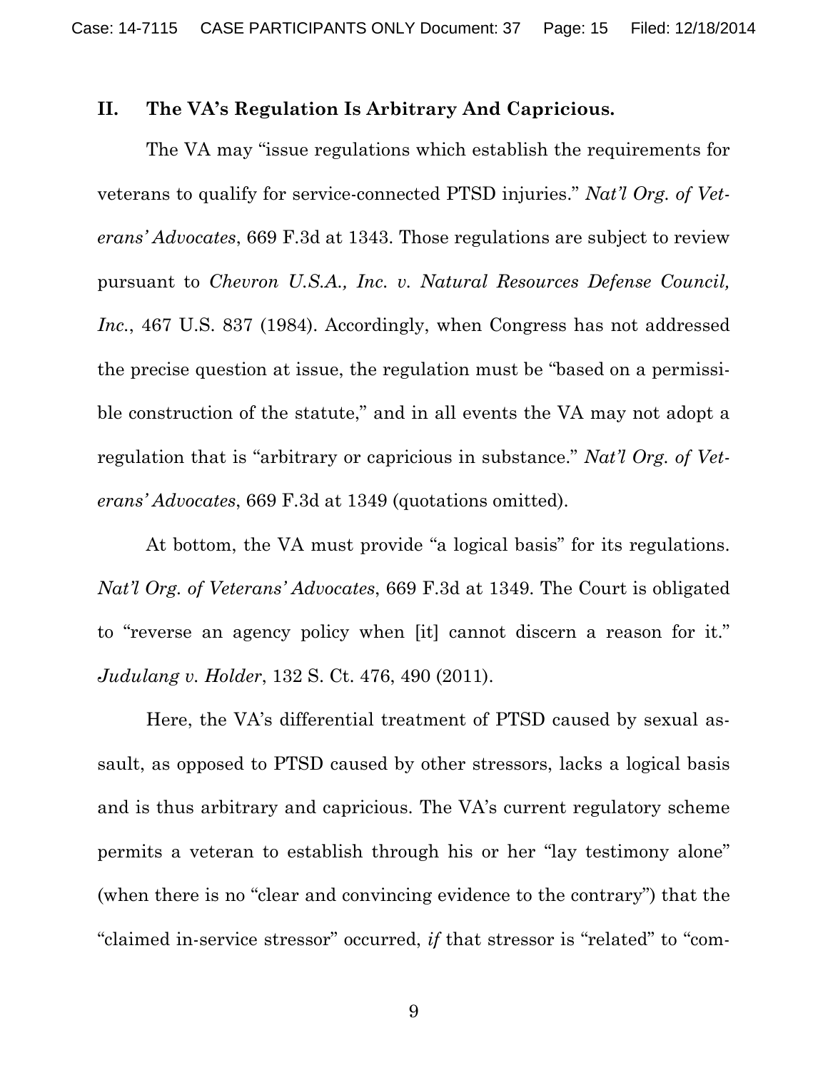## II. The VA's Regulation Is Arbitrary And Capricious.

The VA may "issue regulations which establish the requirements for veterans to qualify for service-connected PTSD injuries." *Nat'l Org. of Veterans' Advocates*, 669 F.3d at 1343. Those regulations are subject to review pursuant to *Chevron U.S.A., Inc. v. Natural Resources Defense Council, Inc.*, 467 U.S. 837 (1984). Accordingly, when Congress has not addressed the precise question at issue, the regulation must be "based on a permissible construction of the statute," and in all events the VA may not adopt a regulation that is "arbitrary or capricious in substance." *Nat'l Org. of Veterans' Advocates*, 669 F.3d at 1349 (quotations omitted).

At bottom, the VA must provide "a logical basis" for its regulations. *Nat'l Org. of Veterans' Advocates*, 669 F.3d at 1349. The Court is obligated to "reverse an agency policy when [it] cannot discern a reason for it." *Judulang v. Holder*, 132 S. Ct. 476, 490 (2011).

Here, the VA's differential treatment of PTSD caused by sexual assault, as opposed to PTSD caused by other stressors, lacks a logical basis and is thus arbitrary and capricious. The VA's current regulatory scheme permits a veteran to establish through his or her "lay testimony alone" (when there is no "clear and convincing evidence to the contrary") that the "claimed in-service stressor" occurred, *if* that stressor is "related" to "com-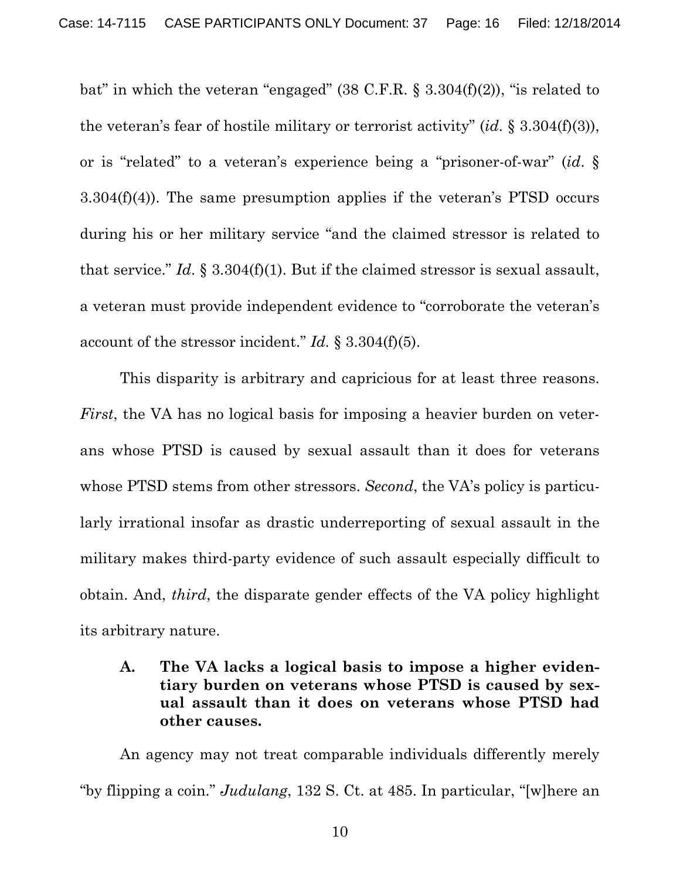bat" in which the veteran "engaged" (38 C.F.R. § 3.304(f)(2)), "is related to the veteran's fear of hostile military or terrorist activity" (*id*. § 3.304(f)(3)), or is "related" to a veteran's experience being a "prisoner-of-war" (*id*. § 3.304(f)(4)). The same presumption applies if the veteran's PTSD occurs during his or her military service "and the claimed stressor is related to that service." *Id*. § 3.304(f)(1). But if the claimed stressor is sexual assault, a veteran must provide independent evidence to "corroborate the veteran's account of the stressor incident." *Id*. § 3.304(f)(5).

This disparity is arbitrary and capricious for at least three reasons. *First*, the VA has no logical basis for imposing a heavier burden on veterans whose PTSD is caused by sexual assault than it does for veterans whose PTSD stems from other stressors. *Second*, the VA's policy is particularly irrational insofar as drastic underreporting of sexual assault in the military makes third-party evidence of such assault especially difficult to obtain. And, *third*, the disparate gender effects of the VA policy highlight its arbitrary nature.

### A. The VA lacks a logical basis to impose a higher evidentiary burden on veterans whose PTSD is caused by sexual assault than it does on veterans whose PTSD had other causes.

An agency may not treat comparable individuals differently merely "by flipping a coin." *Judulang*, 132 S. Ct. at 485. In particular, "[w]here an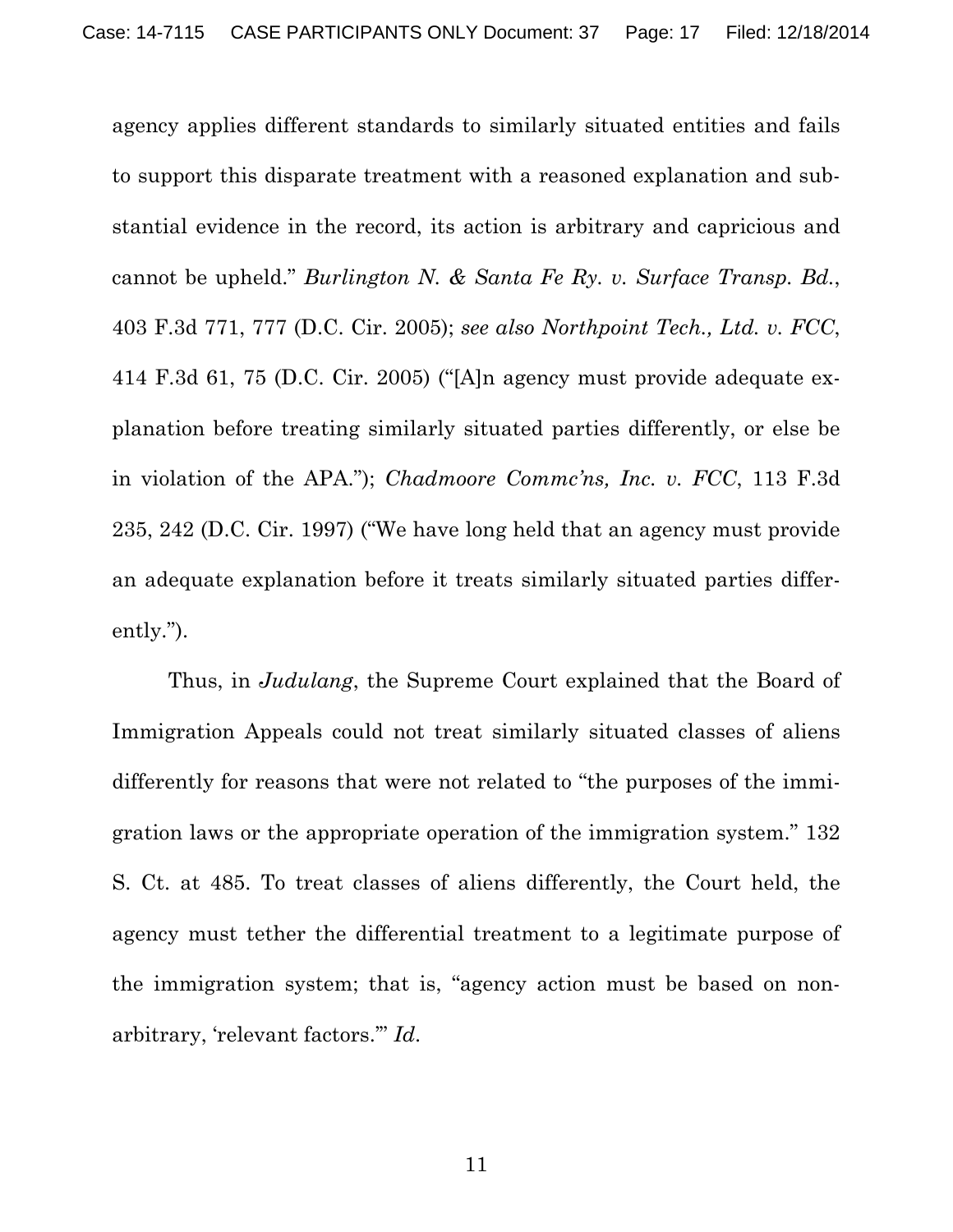agency applies different standards to similarly situated entities and fails to support this disparate treatment with a reasoned explanation and substantial evidence in the record, its action is arbitrary and capricious and cannot be upheld." *Burlington N. & Santa Fe Ry. v. Surface Transp. Bd.*, 403 F.3d 771, 777 (D.C. Cir. 2005); *see also Northpoint Tech., Ltd. v. FCC*, 414 F.3d 61, 75 (D.C. Cir. 2005) ("[A]n agency must provide adequate explanation before treating similarly situated parties differently, or else be in violation of the APA."); *Chadmoore Commc'ns, Inc. v. FCC*, 113 F.3d 235, 242 (D.C. Cir. 1997) ("We have long held that an agency must provide an adequate explanation before it treats similarly situated parties differently.").

Thus, in *Judulang*, the Supreme Court explained that the Board of Immigration Appeals could not treat similarly situated classes of aliens differently for reasons that were not related to "the purposes of the immigration laws or the appropriate operation of the immigration system." 132 S. Ct. at 485. To treat classes of aliens differently, the Court held, the agency must tether the differential treatment to a legitimate purpose of the immigration system; that is, "agency action must be based on non-arbitrary, 'relevant factors.'" *Id.*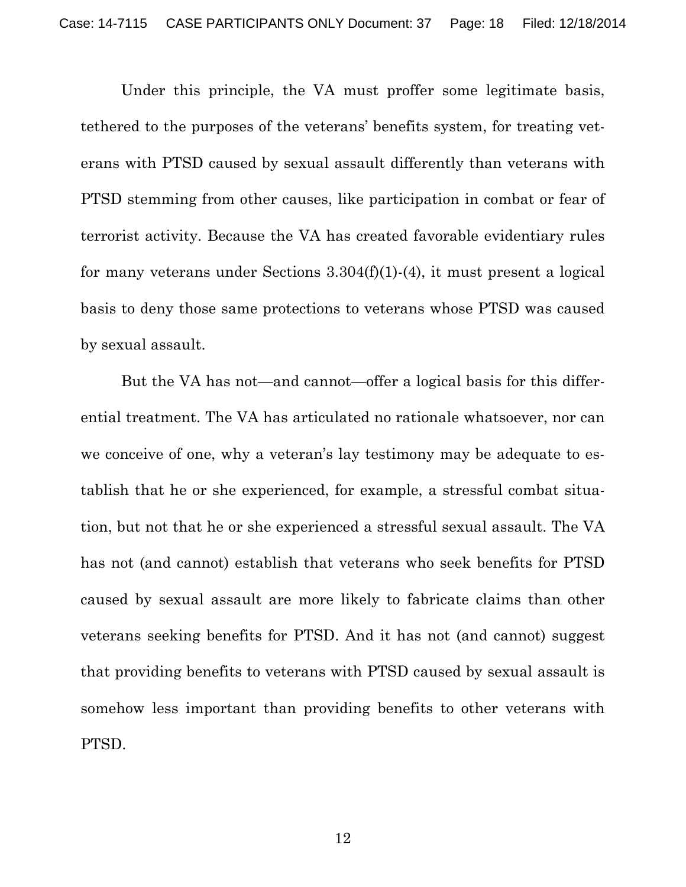Under this principle, the VA must proffer some legitimate basis, tethered to the purposes of the veterans' benefits system, for treating veterans with PTSD caused by sexual assault differently than veterans with PTSD stemming from other causes, like participation in combat or fear of terrorist activity. Because the VA has created favorable evidentiary rules for many veterans under Sections 3.304(f)(1)-(4), it must present a logical basis to deny those same protections to veterans whose PTSD was caused by sexual assault.

But the VA has not—and cannot—offer a logical basis for this differential treatment. The VA has articulated no rationale whatsoever, nor can we conceive of one, why a veteran's lay testimony may be adequate to establish that he or she experienced, for example, a stressful combat situation, but not that he or she experienced a stressful sexual assault. The VA has not (and cannot) establish that veterans who seek benefits for PTSD caused by sexual assault are more likely to fabricate claims than other veterans seeking benefits for PTSD. And it has not (and cannot) suggest that providing benefits to veterans with PTSD caused by sexual assault is somehow less important than providing benefits to other veterans with PTSD.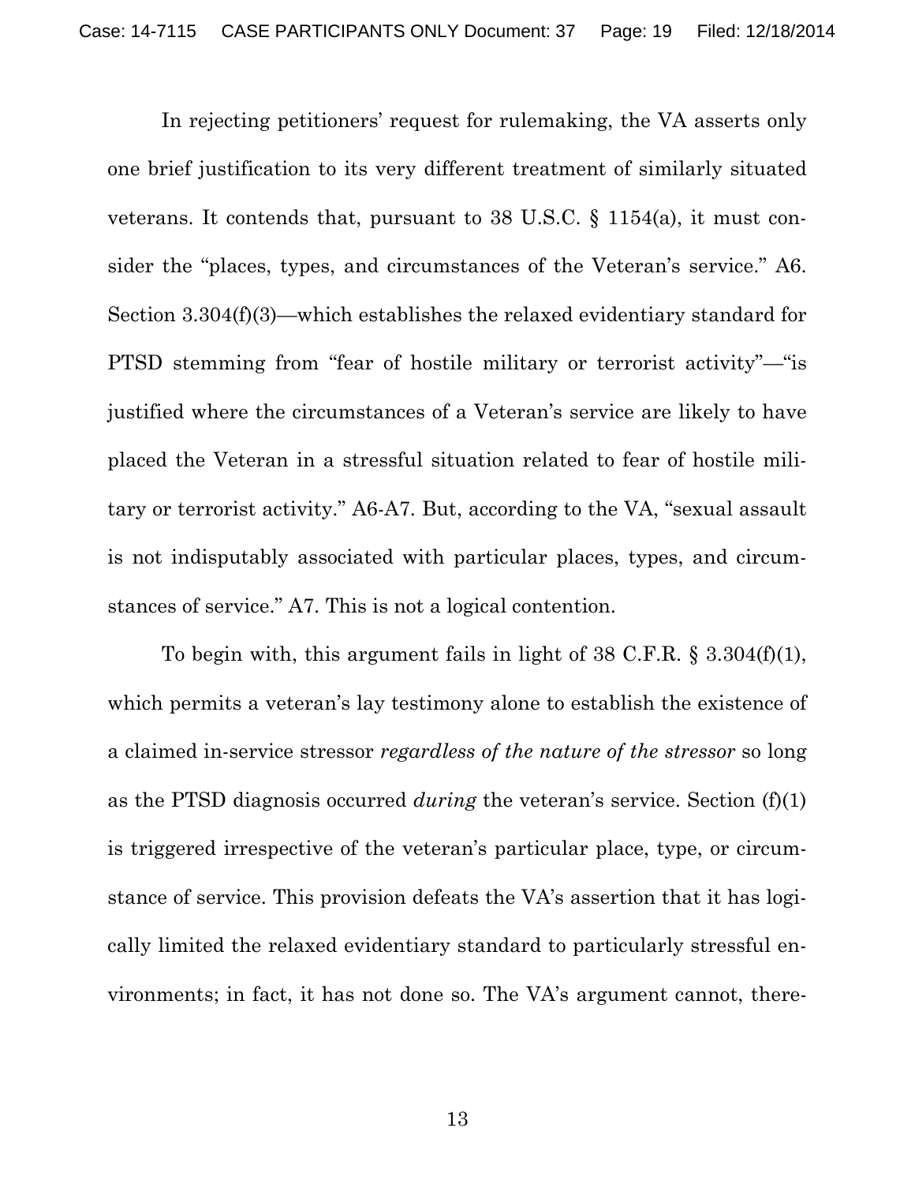In rejecting petitioners' request for rulemaking, the VA asserts only one brief justification to its very different treatment of similarly situated veterans. It contends that, pursuant to 38 U.S.C. § 1154(a), it must consider the "places, types, and circumstances of the Veteran's service." A6. Section 3.304(f)(3)—which establishes the relaxed evidentiary standard for PTSD stemming from "fear of hostile military or terrorist activity"—"is justified where the circumstances of a Veteran's service are likely to have placed the Veteran in a stressful situation related to fear of hostile military or terrorist activity." A6-A7. But, according to the VA, "sexual assault is not indisputably associated with particular places, types, and circumstances of service." A7. This is not a logical contention.

To begin with, this argument fails in light of 38 C.F.R. § 3.304(f)(1), which permits a veteran's lay testimony alone to establish the existence of a claimed in-service stressor *regardless of the nature of the stressor* so long as the PTSD diagnosis occurred *during* the veteran's service. Section (f)(1) is triggered irrespective of the veteran's particular place, type, or circumstance of service. This provision defeats the VA's assertion that it has logically limited the relaxed evidentiary standard to particularly stressful environments; in fact, it has not done so. The VA's argument cannot, there-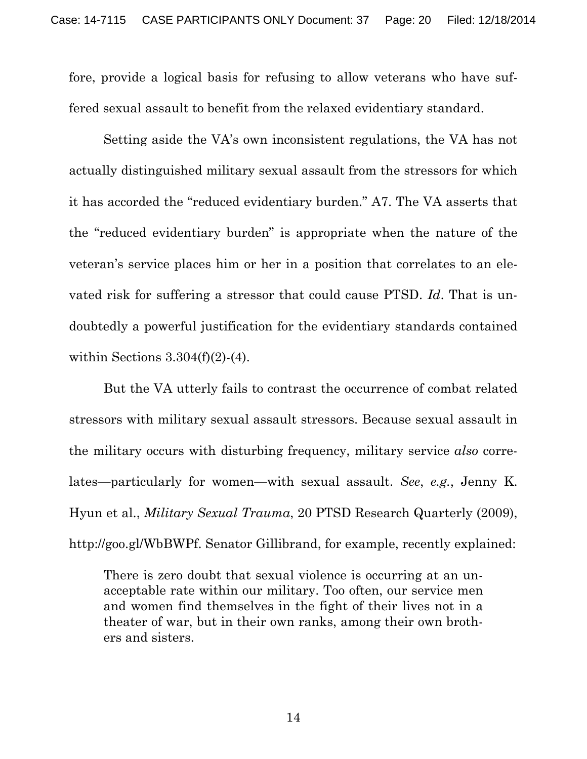fore, provide a logical basis for refusing to allow veterans who have suffered sexual assault to benefit from the relaxed evidentiary standard.

Setting aside the VA's own inconsistent regulations, the VA has not actually distinguished military sexual assault from the stressors for which it has accorded the "reduced evidentiary burden." A7. The VA asserts that the "reduced evidentiary burden" is appropriate when the nature of the veteran's service places him or her in a position that correlates to an elevated risk for suffering a stressor that could cause PTSD. *Id*. That is undoubtedly a powerful justification for the evidentiary standards contained within Sections 3.304(f)(2)-(4).

But the VA utterly fails to contrast the occurrence of combat related stressors with military sexual assault stressors. Because sexual assault in the military occurs with disturbing frequency, military service *also* correlates—particularly for women—with sexual assault. *See*, *e.g.*, Jenny K. Hyun et al., *Military Sexual Trauma*, 20 PTSD Research Quarterly (2009), http://goo.gl/WbBWPf. Senator Gillibrand, for example, recently explained:

> There is zero doubt that sexual violence is occurring at an unacceptable rate within our military. Too often, our service men and women find themselves in the fight of their lives not in a theater of war, but in their own ranks, among their own brothers and sisters.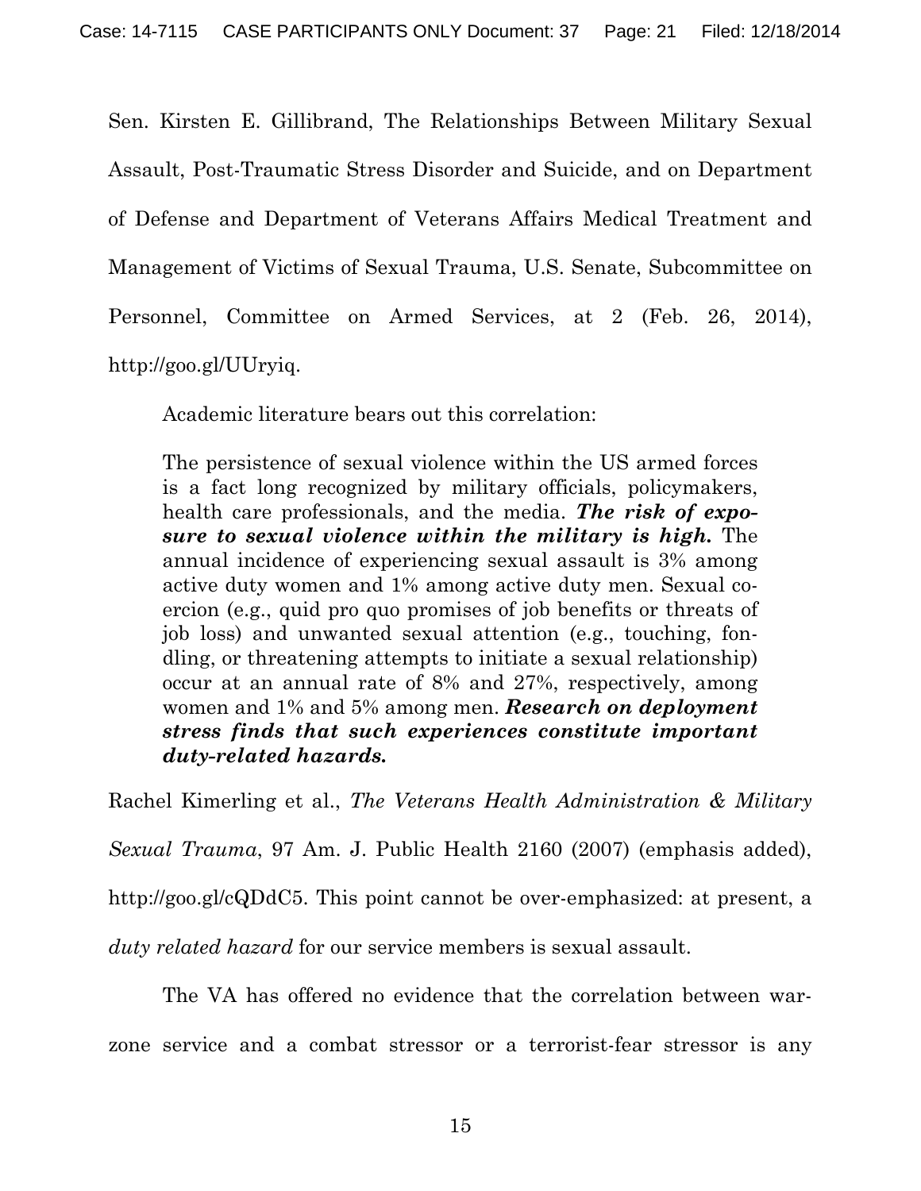Sen. Kirsten E. Gillibrand, The Relationships Between Military Sexual Assault, Post-Traumatic Stress Disorder and Suicide, and on Department of Defense and Department of Veterans Affairs Medical Treatment and Management of Victims of Sexual Trauma, U.S. Senate, Subcommittee on Personnel, Committee on Armed Services, at 2 (Feb. 26, 2014), http://goo.gl/UUryiq.

Academic literature bears out this correlation:

> The persistence of sexual violence within the US armed forces is a fact long recognized by military officials, policymakers, health care professionals, and the media. ***The risk of exposure to sexual violence within the military is high.*** The annual incidence of experiencing sexual assault is 3% among active duty women and 1% among active duty men. Sexual coercion (e.g., quid pro quo promises of job benefits or threats of job loss) and unwanted sexual attention (e.g., touching, fondling, or threatening attempts to initiate a sexual relationship) occur at an annual rate of 8% and 27%, respectively, among women and 1% and 5% among men. ***Research on deployment stress finds that such experiences constitute important duty-related hazards.***

Rachel Kimerling et al., *The Veterans Health Administration & Military Sexual Trauma*, 97 Am. J. Public Health 2160 (2007) (emphasis added), http://goo.gl/cQDdC5. This point cannot be over-emphasized: at present, a *duty related hazard* for our service members is sexual assault.

The VA has offered no evidence that the correlation between war-zone service and a combat stressor or a terrorist-fear stressor is any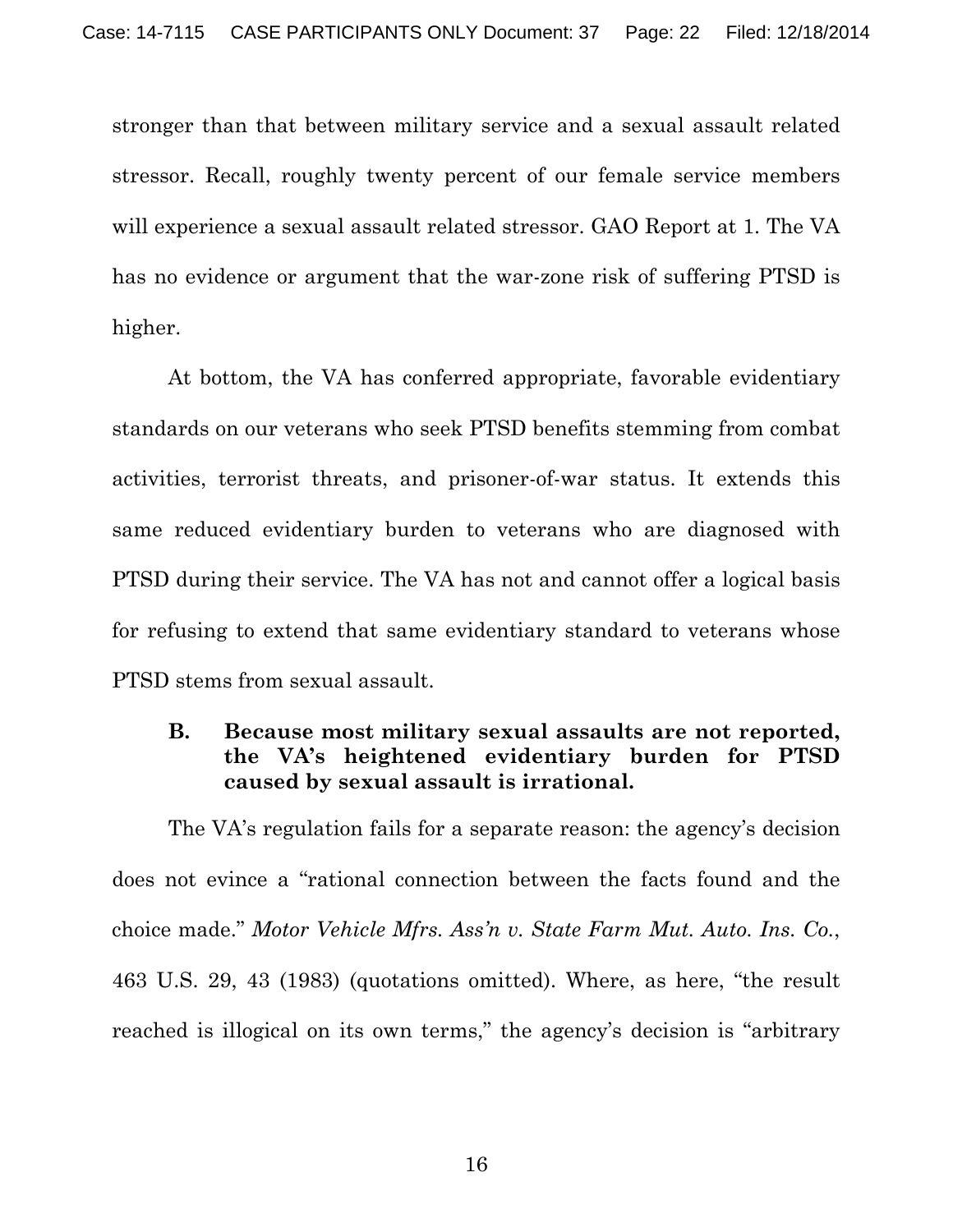stronger than that between military service and a sexual assault related stressor. Recall, roughly twenty percent of our female service members will experience a sexual assault related stressor. GAO Report at 1. The VA has no evidence or argument that the war-zone risk of suffering PTSD is higher.

At bottom, the VA has conferred appropriate, favorable evidentiary standards on our veterans who seek PTSD benefits stemming from combat activities, terrorist threats, and prisoner-of-war status. It extends this same reduced evidentiary burden to veterans who are diagnosed with PTSD during their service. The VA has not and cannot offer a logical basis for refusing to extend that same evidentiary standard to veterans whose PTSD stems from sexual assault.

### B. Because most military sexual assaults are not reported, the VA's heightened evidentiary burden for PTSD caused by sexual assault is irrational.

The VA's regulation fails for a separate reason: the agency's decision does not evince a "rational connection between the facts found and the choice made." *Motor Vehicle Mfrs. Ass'n v. State Farm Mut. Auto. Ins. Co.*, 463 U.S. 29, 43 (1983) (quotations omitted). Where, as here, "the result reached is illogical on its own terms," the agency's decision is "arbitrary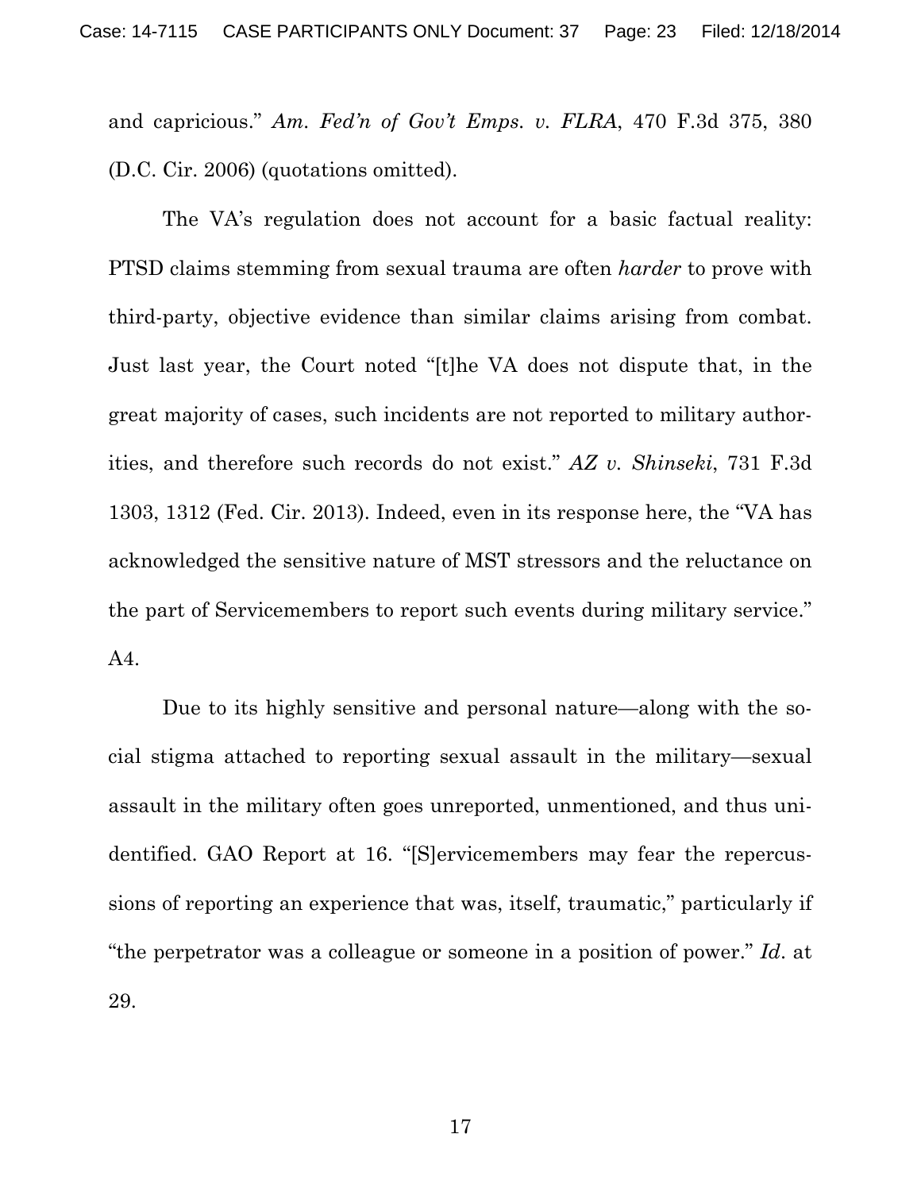and capricious." *Am. Fed'n of Gov't Emps. v. FLRA*, 470 F.3d 375, 380 (D.C. Cir. 2006) (quotations omitted).

The VA's regulation does not account for a basic factual reality: PTSD claims stemming from sexual trauma are often *harder* to prove with third-party, objective evidence than similar claims arising from combat. Just last year, the Court noted "[t]he VA does not dispute that, in the great majority of cases, such incidents are not reported to military authorities, and therefore such records do not exist." *AZ v. Shinseki*, 731 F.3d 1303, 1312 (Fed. Cir. 2013). Indeed, even in its response here, the "VA has acknowledged the sensitive nature of MST stressors and the reluctance on the part of Servicemembers to report such events during military service." A4.

Due to its highly sensitive and personal nature—along with the social stigma attached to reporting sexual assault in the military—sexual assault in the military often goes unreported, unmentioned, and thus unidentified. GAO Report at 16. "[S]ervicemembers may fear the repercussions of reporting an experience that was, itself, traumatic," particularly if "the perpetrator was a colleague or someone in a position of power." *Id*. at 29.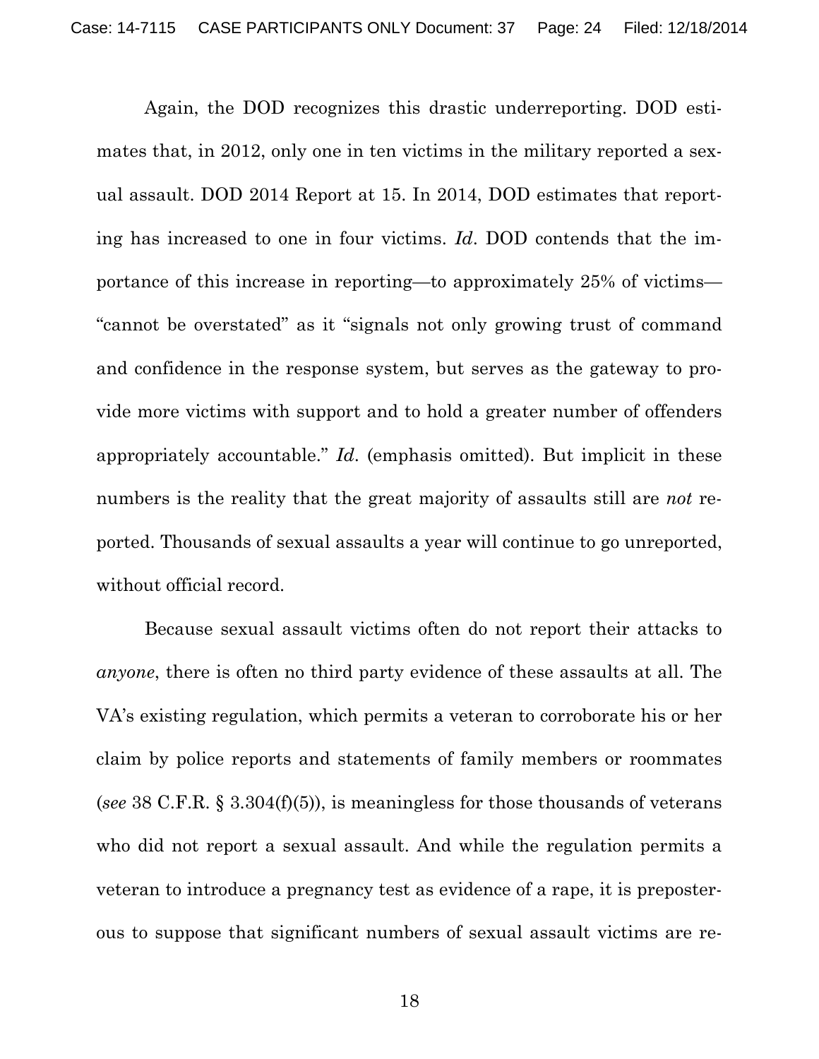Again, the DOD recognizes this drastic underreporting. DOD estimates that, in 2012, only one in ten victims in the military reported a sexual assault. DOD 2014 Report at 15. In 2014, DOD estimates that reporting has increased to one in four victims. *Id*. DOD contends that the importance of this increase in reporting—to approximately 25% of victims—"cannot be overstated" as it "signals not only growing trust of command and confidence in the response system, but serves as the gateway to provide more victims with support and to hold a greater number of offenders appropriately accountable." *Id*. (emphasis omitted). But implicit in these numbers is the reality that the great majority of assaults still are *not* reported. Thousands of sexual assaults a year will continue to go unreported, without official record.

Because sexual assault victims often do not report their attacks to *anyone*, there is often no third party evidence of these assaults at all. The VA's existing regulation, which permits a veteran to corroborate his or her claim by police reports and statements of family members or roommates (*see* 38 C.F.R. § 3.304(f)(5)), is meaningless for those thousands of veterans who did not report a sexual assault. And while the regulation permits a veteran to introduce a pregnancy test as evidence of a rape, it is preposterous to suppose that significant numbers of sexual assault victims are re-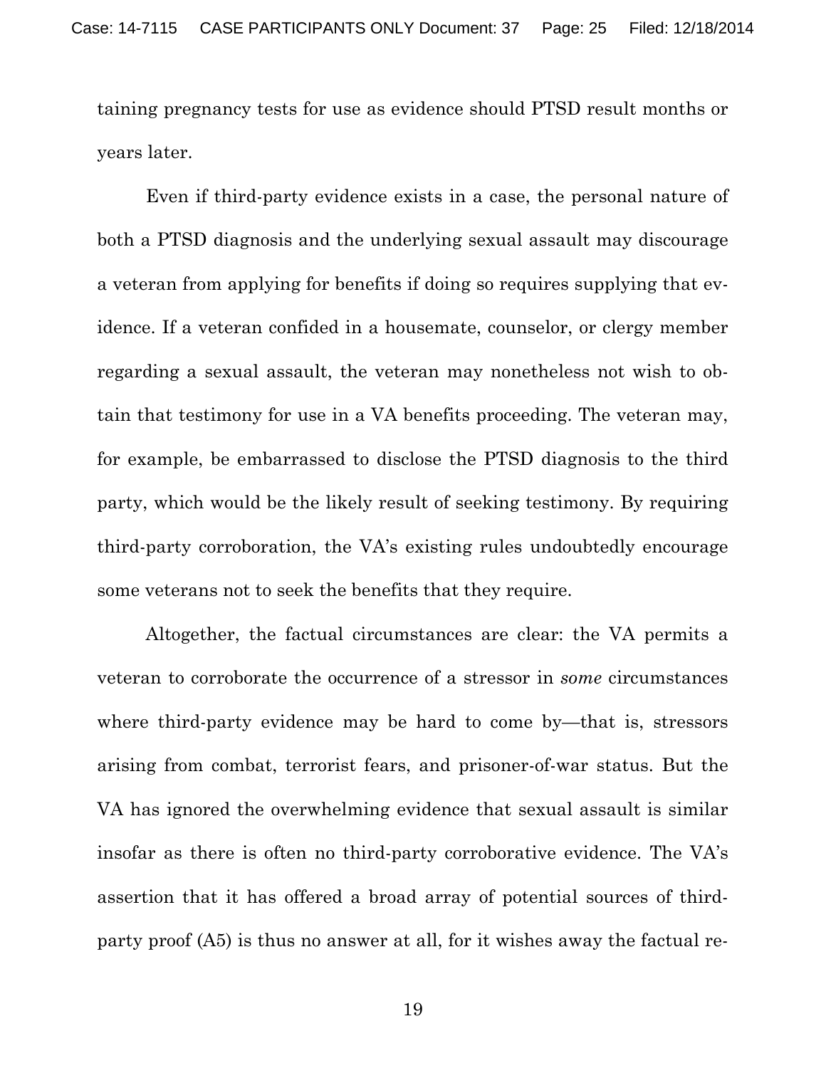taining pregnancy tests for use as evidence should PTSD result months or years later.

Even if third-party evidence exists in a case, the personal nature of both a PTSD diagnosis and the underlying sexual assault may discourage a veteran from applying for benefits if doing so requires supplying that evidence. If a veteran confided in a housemate, counselor, or clergy member regarding a sexual assault, the veteran may nonetheless not wish to obtain that testimony for use in a VA benefits proceeding. The veteran may, for example, be embarrassed to disclose the PTSD diagnosis to the third party, which would be the likely result of seeking testimony. By requiring third-party corroboration, the VA's existing rules undoubtedly encourage some veterans not to seek the benefits that they require.

Altogether, the factual circumstances are clear: the VA permits a veteran to corroborate the occurrence of a stressor in *some* circumstances where third-party evidence may be hard to come by—that is, stressors arising from combat, terrorist fears, and prisoner-of-war status. But the VA has ignored the overwhelming evidence that sexual assault is similar insofar as there is often no third-party corroborative evidence. The VA's assertion that it has offered a broad array of potential sources of third-party proof (A5) is thus no answer at all, for it wishes away the factual re-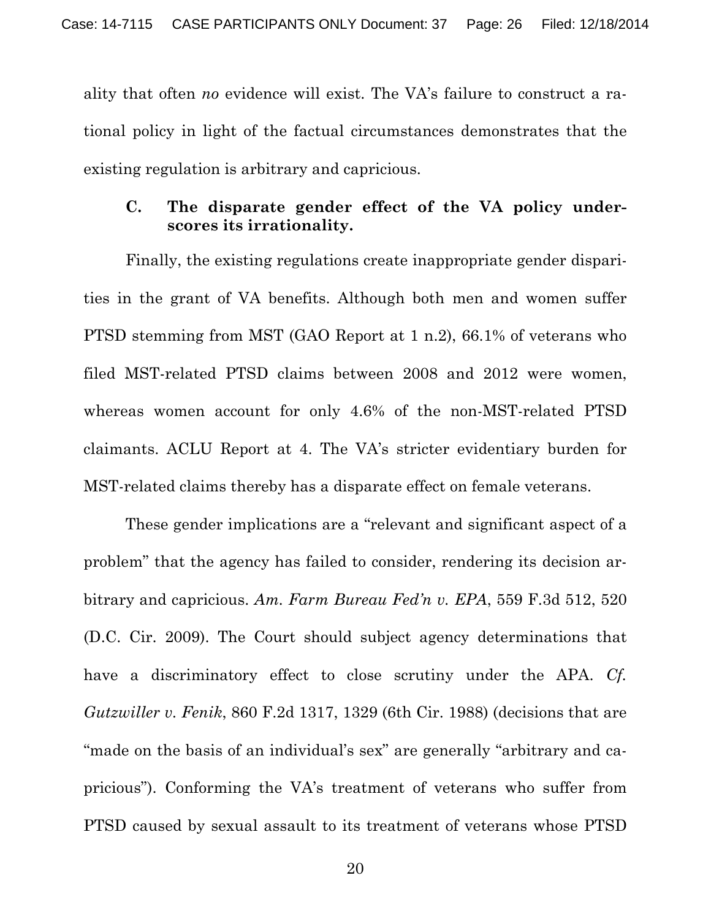ality that often *no* evidence will exist. The VA's failure to construct a rational policy in light of the factual circumstances demonstrates that the existing regulation is arbitrary and capricious.

### C. The disparate gender effect of the VA policy underscores its irrationality.

Finally, the existing regulations create inappropriate gender disparities in the grant of VA benefits. Although both men and women suffer PTSD stemming from MST (GAO Report at 1 n.2), 66.1% of veterans who filed MST-related PTSD claims between 2008 and 2012 were women, whereas women account for only 4.6% of the non-MST-related PTSD claimants. ACLU Report at 4. The VA's stricter evidentiary burden for MST-related claims thereby has a disparate effect on female veterans.

These gender implications are a "relevant and significant aspect of a problem" that the agency has failed to consider, rendering its decision arbitrary and capricious. *Am. Farm Bureau Fed'n v. EPA*, 559 F.3d 512, 520 (D.C. Cir. 2009). The Court should subject agency determinations that have a discriminatory effect to close scrutiny under the APA. *Cf. Gutzwiller v. Fenik*, 860 F.2d 1317, 1329 (6th Cir. 1988) (decisions that are "made on the basis of an individual's sex" are generally "arbitrary and capricious"). Conforming the VA's treatment of veterans who suffer from PTSD caused by sexual assault to its treatment of veterans whose PTSD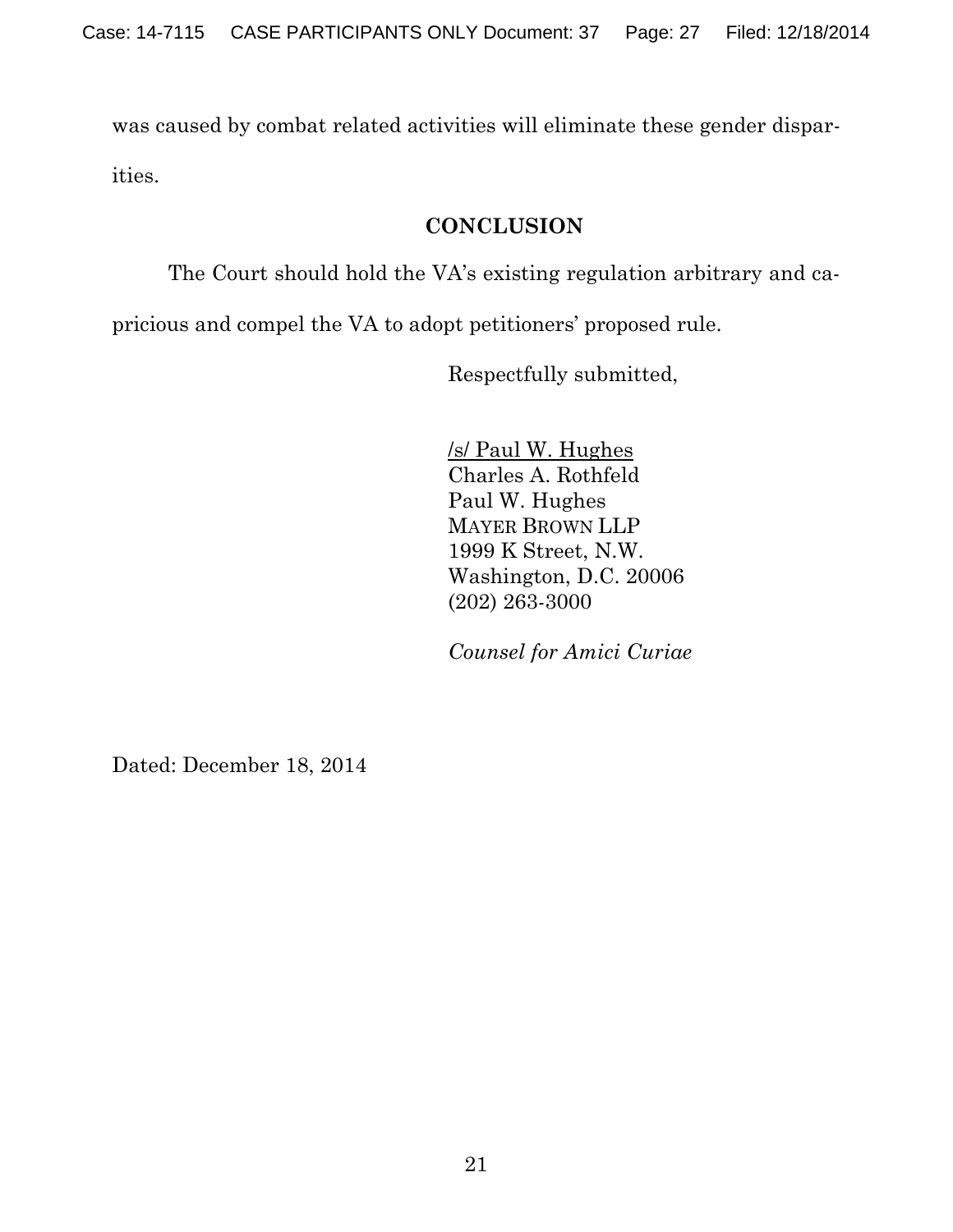was caused by combat related activities will eliminate these gender disparities.

## CONCLUSION

The Court should hold the VA's existing regulation arbitrary and capricious and compel the VA to adopt petitioners' proposed rule.

Respectfully submitted,

/s/ Paul W. Hughes
Charles A. Rothfeld
Paul W. Hughes
MAYER BROWN LLP
1999 K Street, N.W.
Washington, D.C. 20006
(202) 263-3000

*Counsel for Amici Curiae*

Dated: December 18, 2014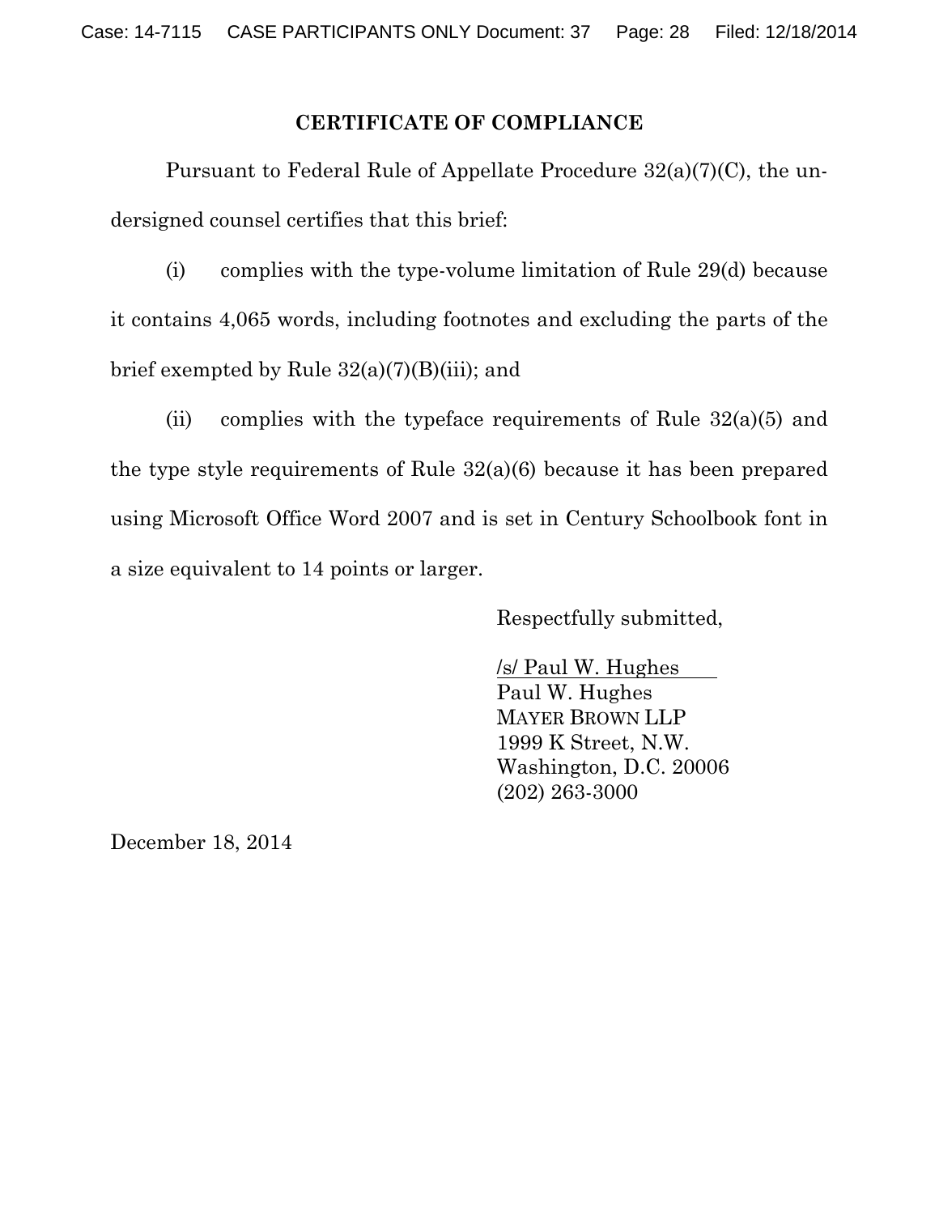## CERTIFICATE OF COMPLIANCE

Pursuant to Federal Rule of Appellate Procedure 32(a)(7)(C), the undersigned counsel certifies that this brief:

(i) complies with the type-volume limitation of Rule 29(d) because it contains 4,065 words, including footnotes and excluding the parts of the brief exempted by Rule 32(a)(7)(B)(iii); and

(ii) complies with the typeface requirements of Rule 32(a)(5) and the type style requirements of Rule 32(a)(6) because it has been prepared using Microsoft Office Word 2007 and is set in Century Schoolbook font in a size equivalent to 14 points or larger.

Respectfully submitted,

/s/ Paul W. Hughes
Paul W. Hughes
MAYER BROWN LLP
1999 K Street, N.W.
Washington, D.C. 20006
(202) 263-3000

December 18, 2014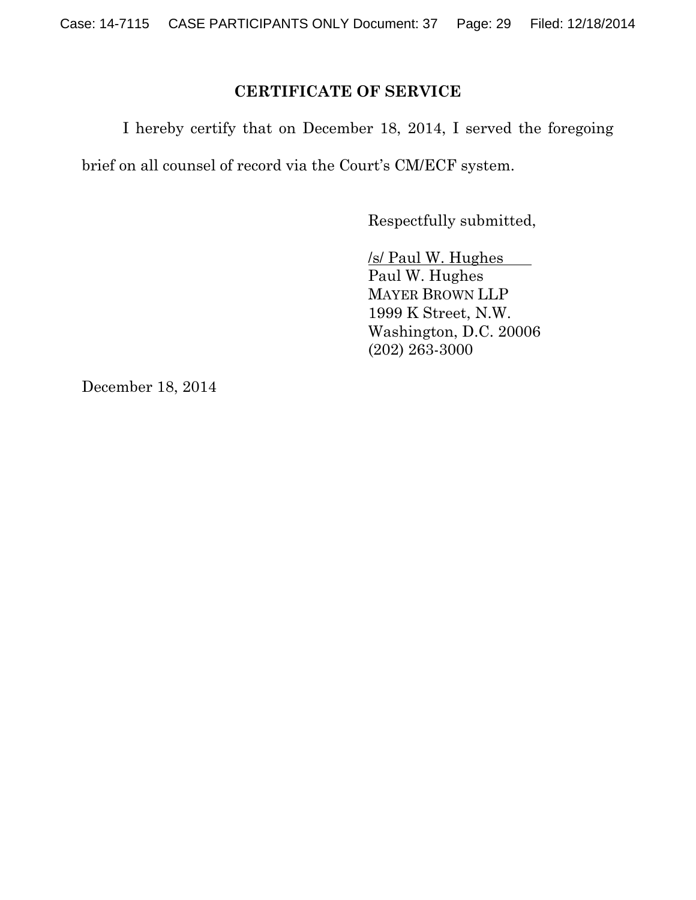## CERTIFICATE OF SERVICE

I hereby certify that on December 18, 2014, I served the foregoing brief on all counsel of record via the Court's CM/ECF system.

Respectfully submitted,

/s/ Paul W. Hughes
Paul W. Hughes
MAYER BROWN LLP
1999 K Street, N.W.
Washington, D.C. 20006
(202) 263-3000

December 18, 2014